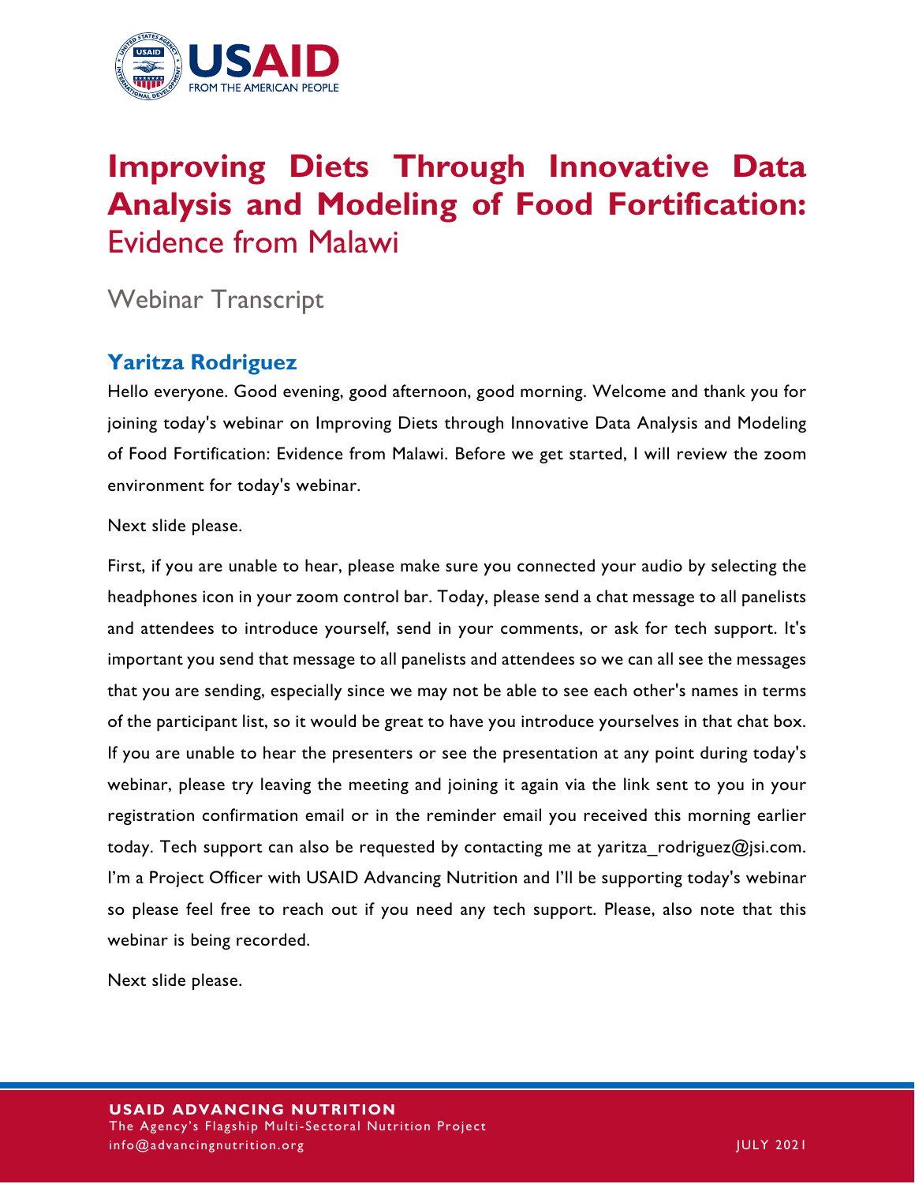# Improving Diets Through Innovative Data Analysis and Modeling of Food Fortification: Evidence from Malawi

## Webinar Transcript

### Yaritza Rodriguez

Hello everyone. Good evening, good afternoon, good morning. Welcome and thank you for joining today's webinar on Improving Diets through Innovative Data Analysis and Modeling of Food Fortification: Evidence from Malawi. Before we get started, I will review the zoom environment for today's webinar.

Next slide please.

First, if you are unable to hear, please make sure you connected your audio by selecting the headphones icon in your zoom control bar. Today, please send a chat message to all panelists and attendees to introduce yourself, send in your comments, or ask for tech support. It's important you send that message to all panelists and attendees so we can all see the messages that you are sending, especially since we may not be able to see each other's names in terms of the participant list, so it would be great to have you introduce yourselves in that chat box. If you are unable to hear the presenters or see the presentation at any point during today's webinar, please try leaving the meeting and joining it again via the link sent to you in your registration confirmation email or in the reminder email you received this morning earlier today. Tech support can also be requested by contacting me at yaritza_rodriguez@jsi.com. I'm a Project Officer with USAID Advancing Nutrition and I'll be supporting today's webinar so please feel free to reach out if you need any tech support. Please, also note that this webinar is being recorded.

Next slide please.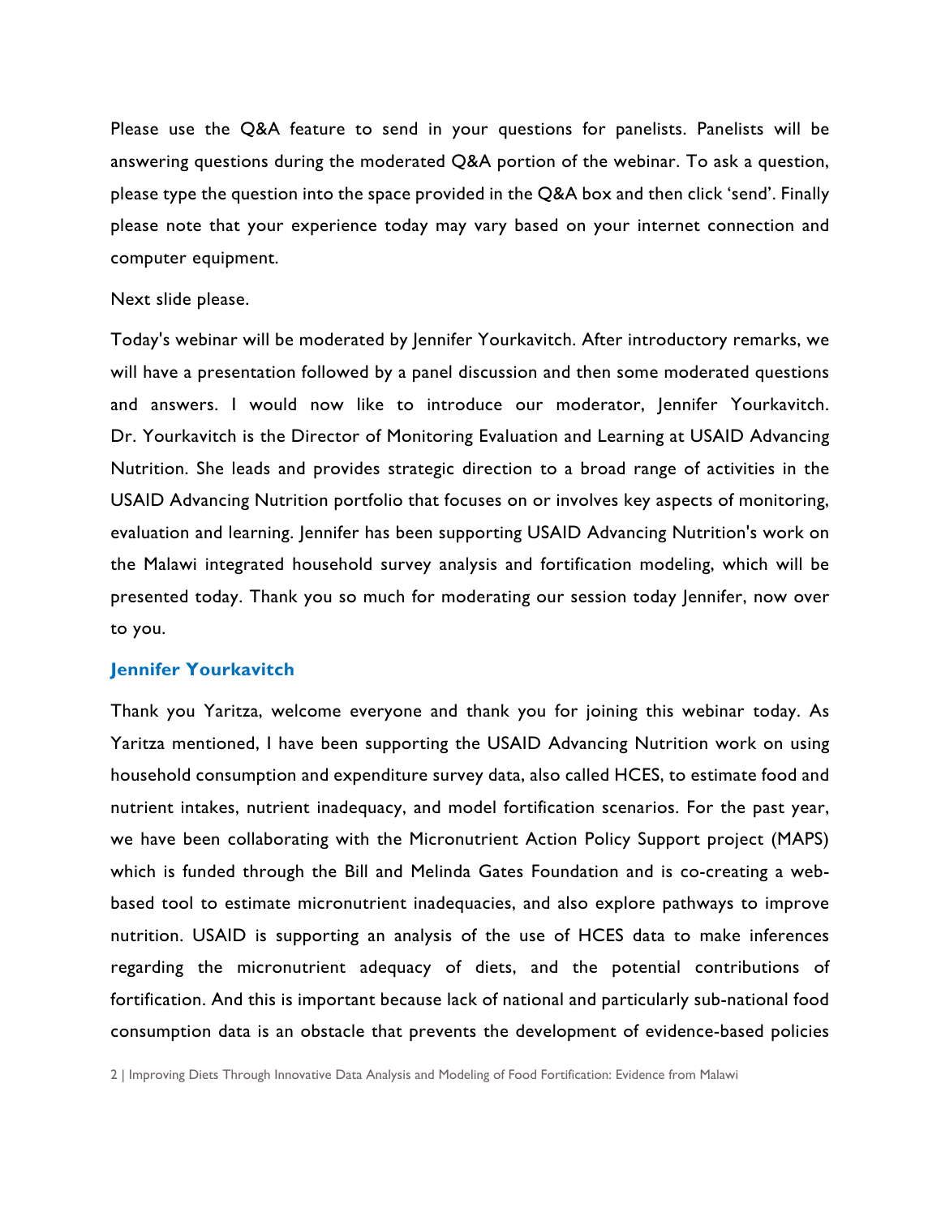Please use the Q&A feature to send in your questions for panelists. Panelists will be answering questions during the moderated Q&A portion of the webinar. To ask a question, please type the question into the space provided in the Q&A box and then click 'send'. Finally please note that your experience today may vary based on your internet connection and computer equipment.

Next slide please.

Today's webinar will be moderated by Jennifer Yourkavitch. After introductory remarks, we will have a presentation followed by a panel discussion and then some moderated questions and answers. I would now like to introduce our moderator, Jennifer Yourkavitch. Dr. Yourkavitch is the Director of Monitoring Evaluation and Learning at USAID Advancing Nutrition. She leads and provides strategic direction to a broad range of activities in the USAID Advancing Nutrition portfolio that focuses on or involves key aspects of monitoring, evaluation and learning. Jennifer has been supporting USAID Advancing Nutrition's work on the Malawi integrated household survey analysis and fortification modeling, which will be presented today. Thank you so much for moderating our session today Jennifer, now over to you.

### Jennifer Yourkavitch

Thank you Yaritza, welcome everyone and thank you for joining this webinar today. As Yaritza mentioned, I have been supporting the USAID Advancing Nutrition work on using household consumption and expenditure survey data, also called HCES, to estimate food and nutrient intakes, nutrient inadequacy, and model fortification scenarios. For the past year, we have been collaborating with the Micronutrient Action Policy Support project (MAPS) which is funded through the Bill and Melinda Gates Foundation and is co-creating a web-based tool to estimate micronutrient inadequacies, and also explore pathways to improve nutrition. USAID is supporting an analysis of the use of HCES data to make inferences regarding the micronutrient adequacy of diets, and the potential contributions of fortification. And this is important because lack of national and particularly sub-national food consumption data is an obstacle that prevents the development of evidence-based policies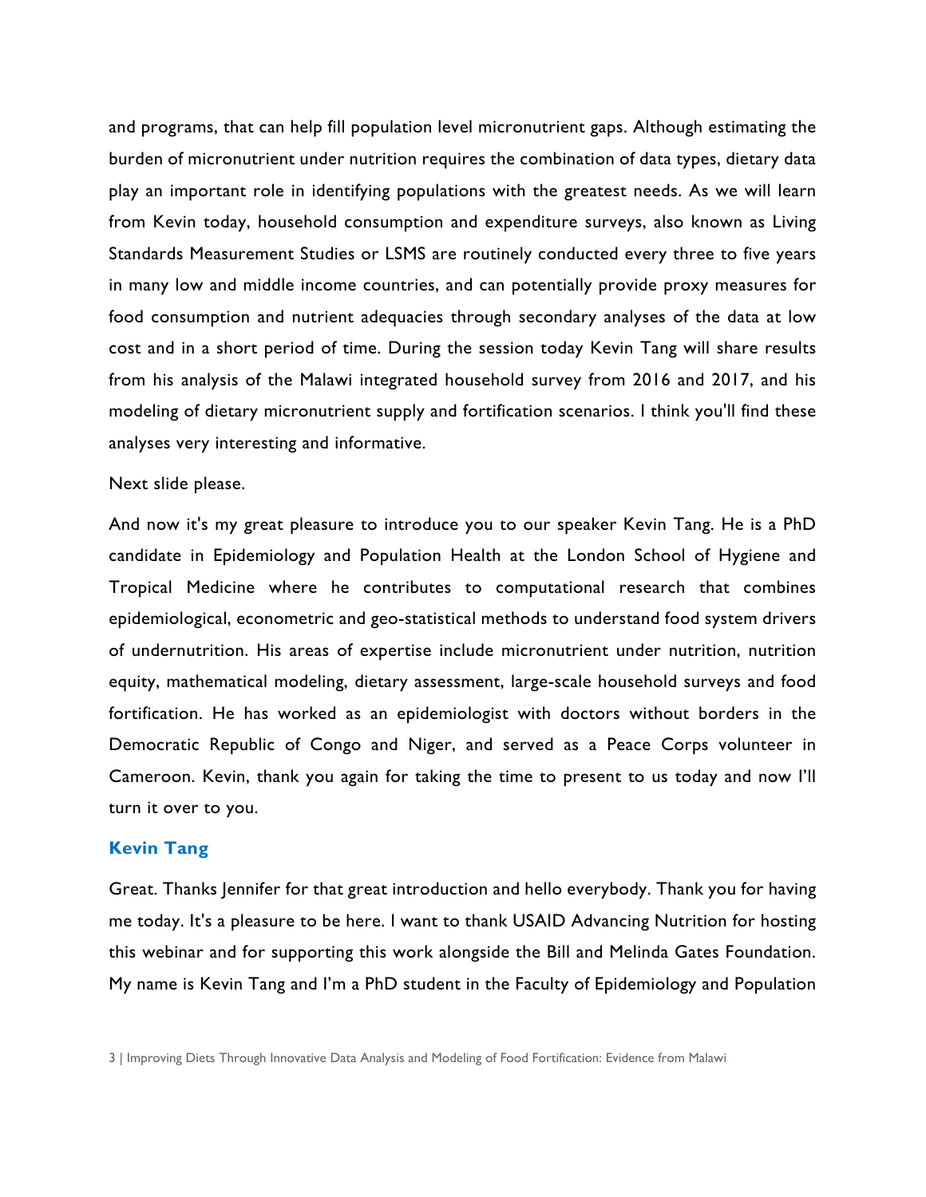and programs, that can help fill population level micronutrient gaps. Although estimating the burden of micronutrient under nutrition requires the combination of data types, dietary data play an important role in identifying populations with the greatest needs. As we will learn from Kevin today, household consumption and expenditure surveys, also known as Living Standards Measurement Studies or LSMS are routinely conducted every three to five years in many low and middle income countries, and can potentially provide proxy measures for food consumption and nutrient adequacies through secondary analyses of the data at low cost and in a short period of time. During the session today Kevin Tang will share results from his analysis of the Malawi integrated household survey from 2016 and 2017, and his modeling of dietary micronutrient supply and fortification scenarios. I think you'll find these analyses very interesting and informative.

Next slide please.

And now it's my great pleasure to introduce you to our speaker Kevin Tang. He is a PhD candidate in Epidemiology and Population Health at the London School of Hygiene and Tropical Medicine where he contributes to computational research that combines epidemiological, econometric and geo-statistical methods to understand food system drivers of undernutrition. His areas of expertise include micronutrient under nutrition, nutrition equity, mathematical modeling, dietary assessment, large-scale household surveys and food fortification. He has worked as an epidemiologist with doctors without borders in the Democratic Republic of Congo and Niger, and served as a Peace Corps volunteer in Cameroon. Kevin, thank you again for taking the time to present to us today and now I'll turn it over to you.

### Kevin Tang

Great. Thanks Jennifer for that great introduction and hello everybody. Thank you for having me today. It's a pleasure to be here. I want to thank USAID Advancing Nutrition for hosting this webinar and for supporting this work alongside the Bill and Melinda Gates Foundation. My name is Kevin Tang and I'm a PhD student in the Faculty of Epidemiology and Population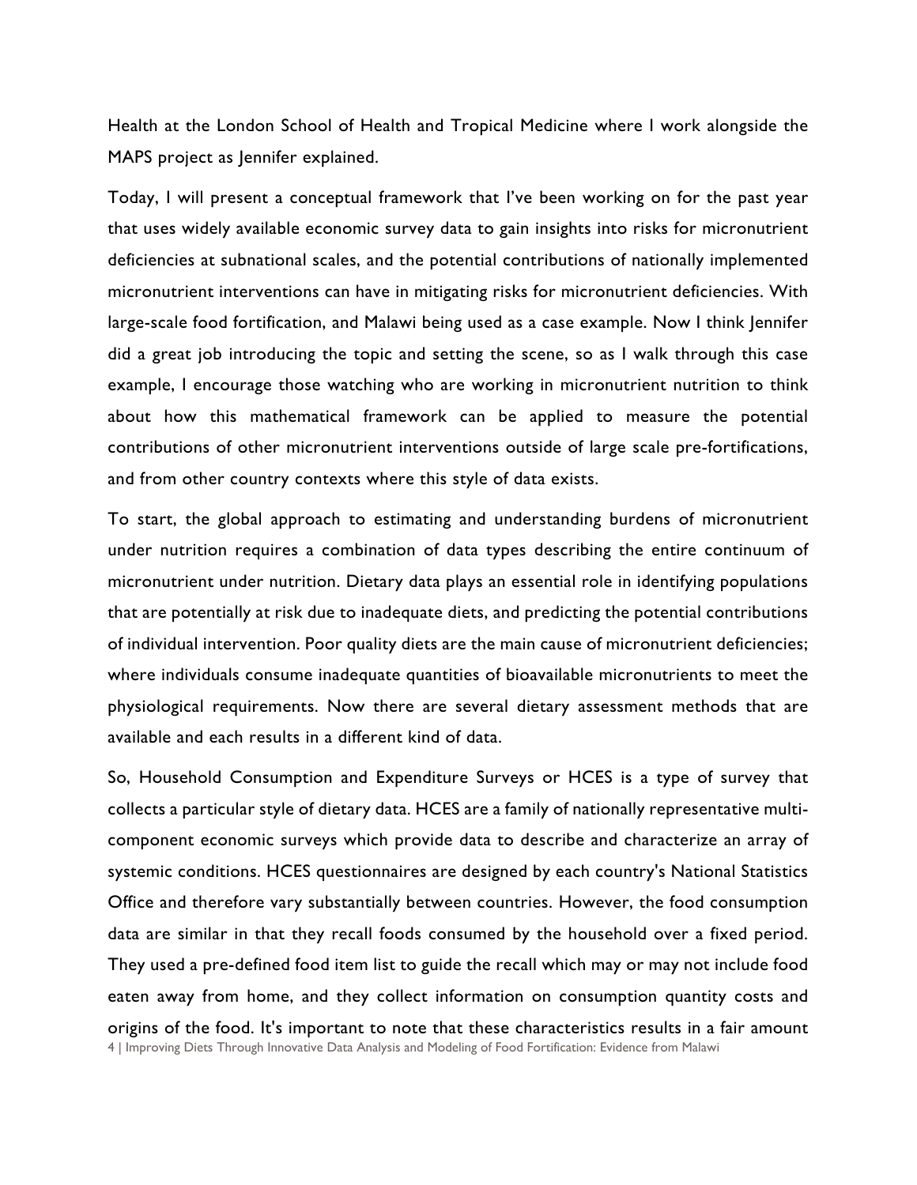Health at the London School of Health and Tropical Medicine where I work alongside the MAPS project as Jennifer explained.

Today, I will present a conceptual framework that I've been working on for the past year that uses widely available economic survey data to gain insights into risks for micronutrient deficiencies at subnational scales, and the potential contributions of nationally implemented micronutrient interventions can have in mitigating risks for micronutrient deficiencies. With large-scale food fortification, and Malawi being used as a case example. Now I think Jennifer did a great job introducing the topic and setting the scene, so as I walk through this case example, I encourage those watching who are working in micronutrient nutrition to think about how this mathematical framework can be applied to measure the potential contributions of other micronutrient interventions outside of large scale pre-fortifications, and from other country contexts where this style of data exists.

To start, the global approach to estimating and understanding burdens of micronutrient under nutrition requires a combination of data types describing the entire continuum of micronutrient under nutrition. Dietary data plays an essential role in identifying populations that are potentially at risk due to inadequate diets, and predicting the potential contributions of individual intervention. Poor quality diets are the main cause of micronutrient deficiencies; where individuals consume inadequate quantities of bioavailable micronutrients to meet the physiological requirements. Now there are several dietary assessment methods that are available and each results in a different kind of data.

So, Household Consumption and Expenditure Surveys or HCES is a type of survey that collects a particular style of dietary data. HCES are a family of nationally representative multi-component economic surveys which provide data to describe and characterize an array of systemic conditions. HCES questionnaires are designed by each country's National Statistics Office and therefore vary substantially between countries. However, the food consumption data are similar in that they recall foods consumed by the household over a fixed period. They used a pre-defined food item list to guide the recall which may or may not include food eaten away from home, and they collect information on consumption quantity costs and origins of the food. It's important to note that these characteristics results in a fair amount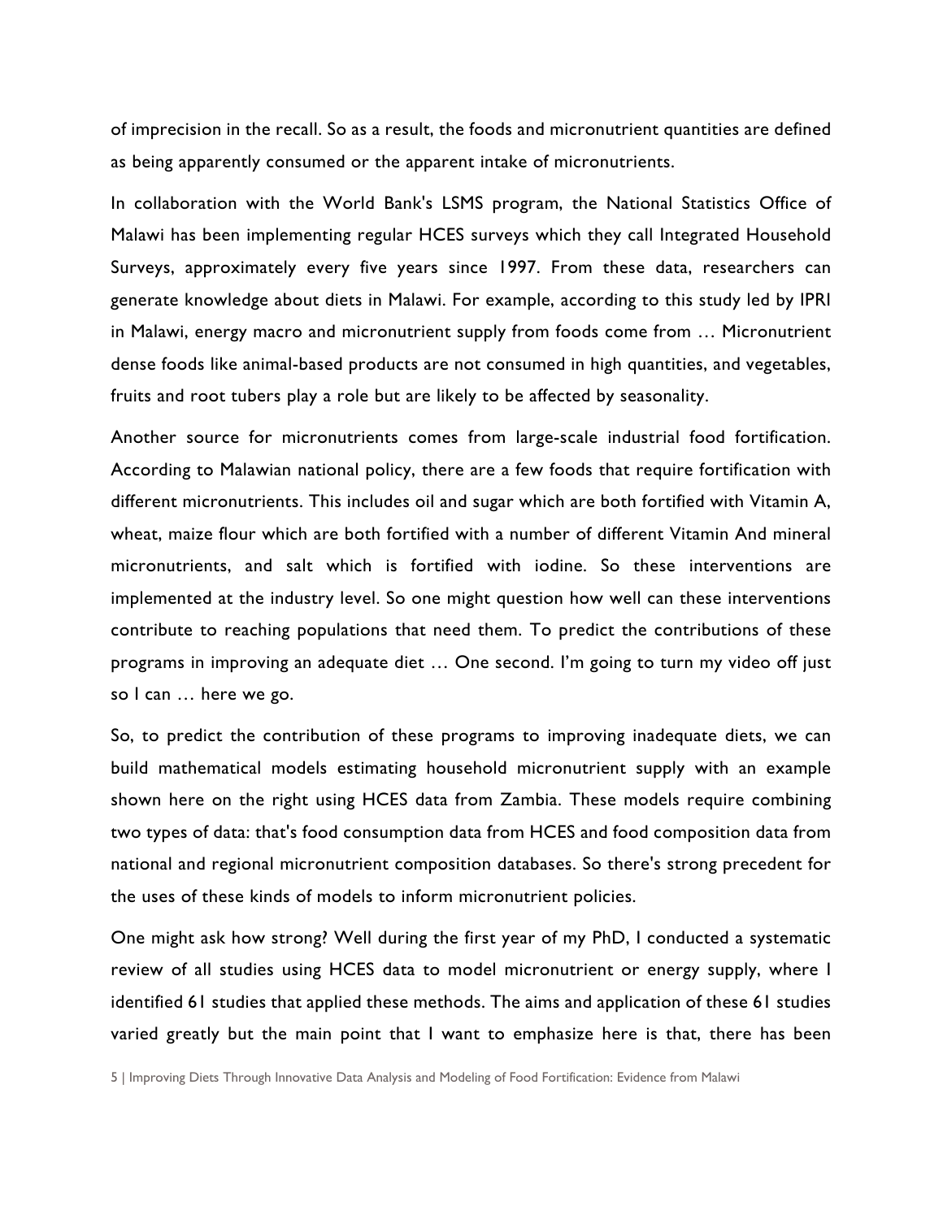of imprecision in the recall. So as a result, the foods and micronutrient quantities are defined as being apparently consumed or the apparent intake of micronutrients.

In collaboration with the World Bank's LSMS program, the National Statistics Office of Malawi has been implementing regular HCES surveys which they call Integrated Household Surveys, approximately every five years since 1997. From these data, researchers can generate knowledge about diets in Malawi. For example, according to this study led by IPRI in Malawi, energy macro and micronutrient supply from foods come from … Micronutrient dense foods like animal-based products are not consumed in high quantities, and vegetables, fruits and root tubers play a role but are likely to be affected by seasonality.

Another source for micronutrients comes from large-scale industrial food fortification. According to Malawian national policy, there are a few foods that require fortification with different micronutrients. This includes oil and sugar which are both fortified with Vitamin A, wheat, maize flour which are both fortified with a number of different Vitamin And mineral micronutrients, and salt which is fortified with iodine. So these interventions are implemented at the industry level. So one might question how well can these interventions contribute to reaching populations that need them. To predict the contributions of these programs in improving an adequate diet … One second. I'm going to turn my video off just so I can … here we go.

So, to predict the contribution of these programs to improving inadequate diets, we can build mathematical models estimating household micronutrient supply with an example shown here on the right using HCES data from Zambia. These models require combining two types of data: that's food consumption data from HCES and food composition data from national and regional micronutrient composition databases. So there's strong precedent for the uses of these kinds of models to inform micronutrient policies.

One might ask how strong? Well during the first year of my PhD, I conducted a systematic review of all studies using HCES data to model micronutrient or energy supply, where I identified 61 studies that applied these methods. The aims and application of these 61 studies varied greatly but the main point that I want to emphasize here is that, there has been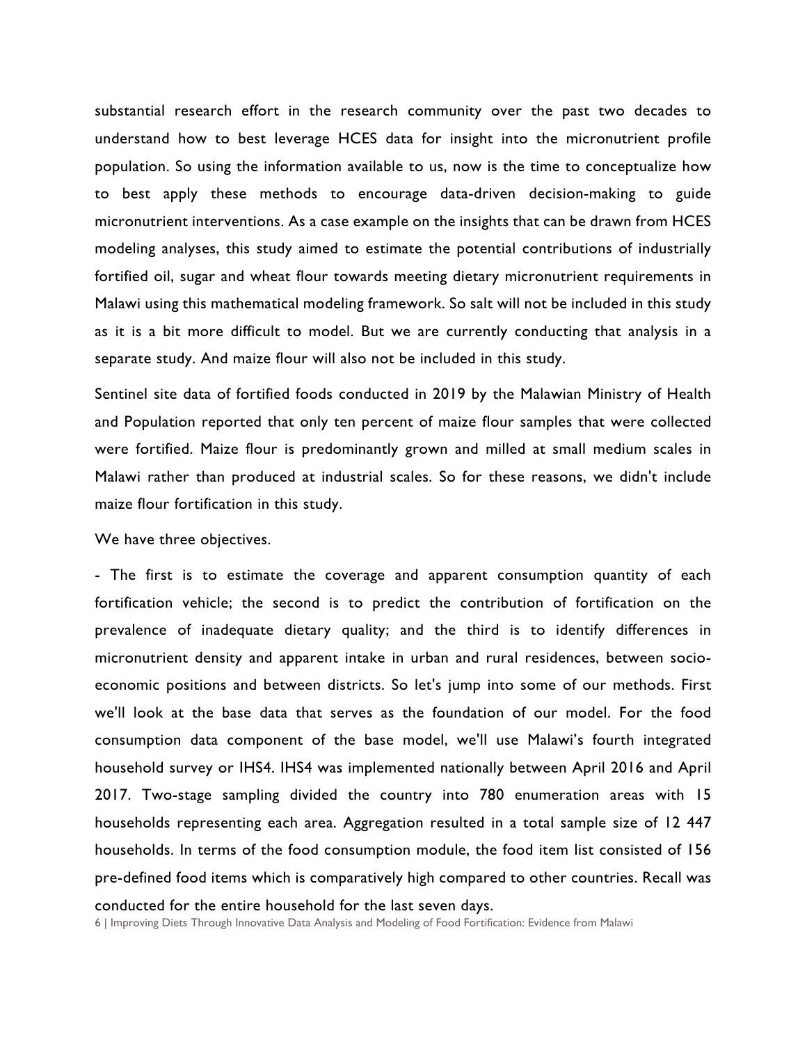substantial research effort in the research community over the past two decades to understand how to best leverage HCES data for insight into the micronutrient profile population. So using the information available to us, now is the time to conceptualize how to best apply these methods to encourage data-driven decision-making to guide micronutrient interventions. As a case example on the insights that can be drawn from HCES modeling analyses, this study aimed to estimate the potential contributions of industrially fortified oil, sugar and wheat flour towards meeting dietary micronutrient requirements in Malawi using this mathematical modeling framework. So salt will not be included in this study as it is a bit more difficult to model. But we are currently conducting that analysis in a separate study. And maize flour will also not be included in this study.

Sentinel site data of fortified foods conducted in 2019 by the Malawian Ministry of Health and Population reported that only ten percent of maize flour samples that were collected were fortified. Maize flour is predominantly grown and milled at small medium scales in Malawi rather than produced at industrial scales. So for these reasons, we didn't include maize flour fortification in this study.

We have three objectives.

- The first is to estimate the coverage and apparent consumption quantity of each fortification vehicle; the second is to predict the contribution of fortification on the prevalence of inadequate dietary quality; and the third is to identify differences in micronutrient density and apparent intake in urban and rural residences, between socio-economic positions and between districts. So let's jump into some of our methods. First we'll look at the base data that serves as the foundation of our model. For the food consumption data component of the base model, we'll use Malawi's fourth integrated household survey or IHS4. IHS4 was implemented nationally between April 2016 and April 2017. Two-stage sampling divided the country into 780 enumeration areas with 15 households representing each area. Aggregation resulted in a total sample size of 12 447 households. In terms of the food consumption module, the food item list consisted of 156 pre-defined food items which is comparatively high compared to other countries. Recall was conducted for the entire household for the last seven days.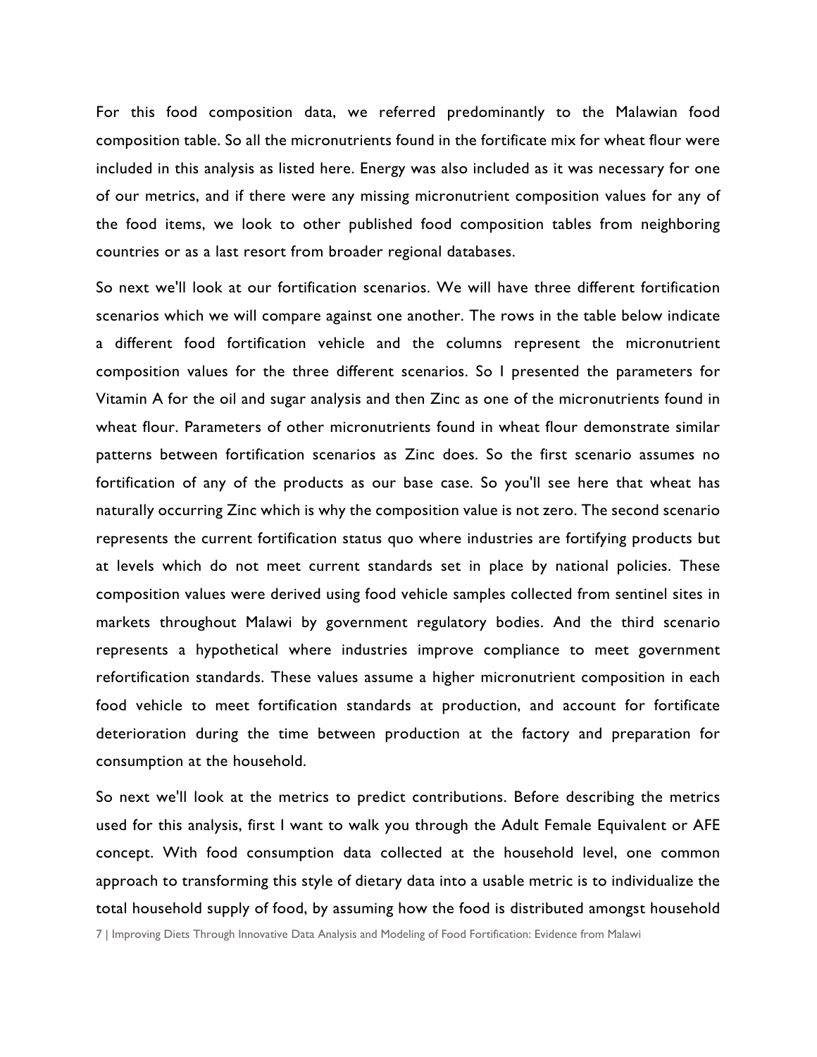For this food composition data, we referred predominantly to the Malawian food composition table. So all the micronutrients found in the fortificate mix for wheat flour were included in this analysis as listed here. Energy was also included as it was necessary for one of our metrics, and if there were any missing micronutrient composition values for any of the food items, we look to other published food composition tables from neighboring countries or as a last resort from broader regional databases.

So next we'll look at our fortification scenarios. We will have three different fortification scenarios which we will compare against one another. The rows in the table below indicate a different food fortification vehicle and the columns represent the micronutrient composition values for the three different scenarios. So I presented the parameters for Vitamin A for the oil and sugar analysis and then Zinc as one of the micronutrients found in wheat flour. Parameters of other micronutrients found in wheat flour demonstrate similar patterns between fortification scenarios as Zinc does. So the first scenario assumes no fortification of any of the products as our base case. So you'll see here that wheat has naturally occurring Zinc which is why the composition value is not zero. The second scenario represents the current fortification status quo where industries are fortifying products but at levels which do not meet current standards set in place by national policies. These composition values were derived using food vehicle samples collected from sentinel sites in markets throughout Malawi by government regulatory bodies. And the third scenario represents a hypothetical where industries improve compliance to meet government refortification standards. These values assume a higher micronutrient composition in each food vehicle to meet fortification standards at production, and account for fortificate deterioration during the time between production at the factory and preparation for consumption at the household.

So next we'll look at the metrics to predict contributions. Before describing the metrics used for this analysis, first I want to walk you through the Adult Female Equivalent or AFE concept. With food consumption data collected at the household level, one common approach to transforming this style of dietary data into a usable metric is to individualize the total household supply of food, by assuming how the food is distributed amongst household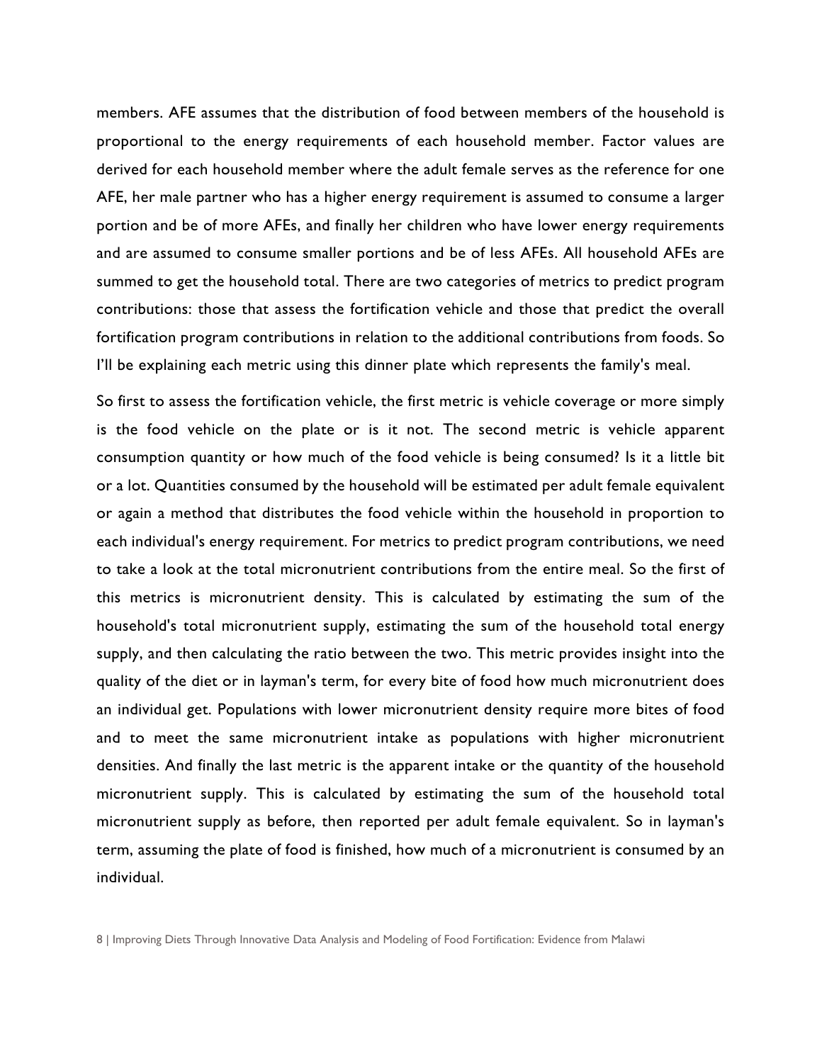members. AFE assumes that the distribution of food between members of the household is proportional to the energy requirements of each household member. Factor values are derived for each household member where the adult female serves as the reference for one AFE, her male partner who has a higher energy requirement is assumed to consume a larger portion and be of more AFEs, and finally her children who have lower energy requirements and are assumed to consume smaller portions and be of less AFEs. All household AFEs are summed to get the household total. There are two categories of metrics to predict program contributions: those that assess the fortification vehicle and those that predict the overall fortification program contributions in relation to the additional contributions from foods. So I'll be explaining each metric using this dinner plate which represents the family's meal.

So first to assess the fortification vehicle, the first metric is vehicle coverage or more simply is the food vehicle on the plate or is it not. The second metric is vehicle apparent consumption quantity or how much of the food vehicle is being consumed? Is it a little bit or a lot. Quantities consumed by the household will be estimated per adult female equivalent or again a method that distributes the food vehicle within the household in proportion to each individual's energy requirement. For metrics to predict program contributions, we need to take a look at the total micronutrient contributions from the entire meal. So the first of this metrics is micronutrient density. This is calculated by estimating the sum of the household's total micronutrient supply, estimating the sum of the household total energy supply, and then calculating the ratio between the two. This metric provides insight into the quality of the diet or in layman's term, for every bite of food how much micronutrient does an individual get. Populations with lower micronutrient density require more bites of food and to meet the same micronutrient intake as populations with higher micronutrient densities. And finally the last metric is the apparent intake or the quantity of the household micronutrient supply. This is calculated by estimating the sum of the household total micronutrient supply as before, then reported per adult female equivalent. So in layman's term, assuming the plate of food is finished, how much of a micronutrient is consumed by an individual.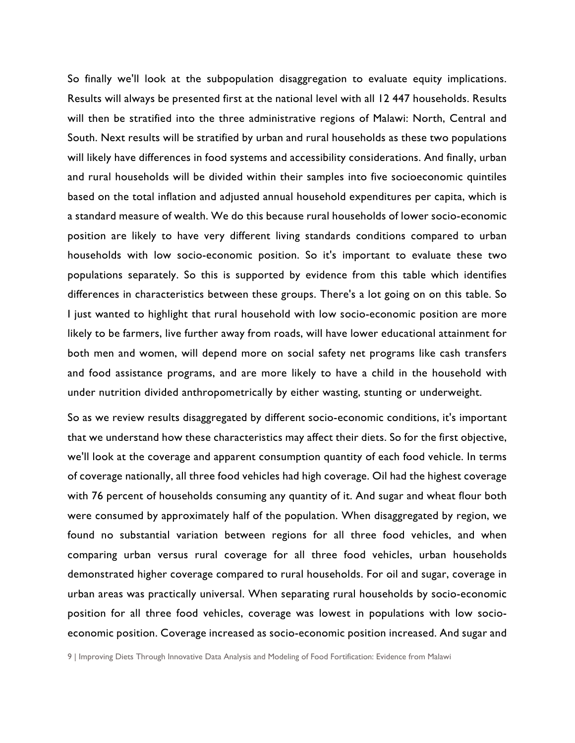So finally we'll look at the subpopulation disaggregation to evaluate equity implications. Results will always be presented first at the national level with all 12 447 households. Results will then be stratified into the three administrative regions of Malawi: North, Central and South. Next results will be stratified by urban and rural households as these two populations will likely have differences in food systems and accessibility considerations. And finally, urban and rural households will be divided within their samples into five socioeconomic quintiles based on the total inflation and adjusted annual household expenditures per capita, which is a standard measure of wealth. We do this because rural households of lower socio-economic position are likely to have very different living standards conditions compared to urban households with low socio-economic position. So it's important to evaluate these two populations separately. So this is supported by evidence from this table which identifies differences in characteristics between these groups. There's a lot going on on this table. So I just wanted to highlight that rural household with low socio-economic position are more likely to be farmers, live further away from roads, will have lower educational attainment for both men and women, will depend more on social safety net programs like cash transfers and food assistance programs, and are more likely to have a child in the household with under nutrition divided anthropometrically by either wasting, stunting or underweight.

So as we review results disaggregated by different socio-economic conditions, it's important that we understand how these characteristics may affect their diets. So for the first objective, we'll look at the coverage and apparent consumption quantity of each food vehicle. In terms of coverage nationally, all three food vehicles had high coverage. Oil had the highest coverage with 76 percent of households consuming any quantity of it. And sugar and wheat flour both were consumed by approximately half of the population. When disaggregated by region, we found no substantial variation between regions for all three food vehicles, and when comparing urban versus rural coverage for all three food vehicles, urban households demonstrated higher coverage compared to rural households. For oil and sugar, coverage in urban areas was practically universal. When separating rural households by socio-economic position for all three food vehicles, coverage was lowest in populations with low socio-economic position. Coverage increased as socio-economic position increased. And sugar and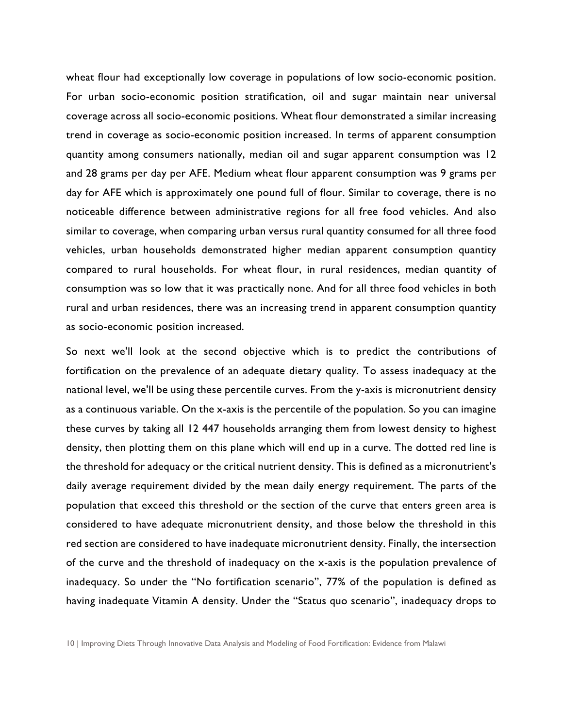wheat flour had exceptionally low coverage in populations of low socio-economic position. For urban socio-economic position stratification, oil and sugar maintain near universal coverage across all socio-economic positions. Wheat flour demonstrated a similar increasing trend in coverage as socio-economic position increased. In terms of apparent consumption quantity among consumers nationally, median oil and sugar apparent consumption was 12 and 28 grams per day per AFE. Medium wheat flour apparent consumption was 9 grams per day for AFE which is approximately one pound full of flour. Similar to coverage, there is no noticeable difference between administrative regions for all free food vehicles. And also similar to coverage, when comparing urban versus rural quantity consumed for all three food vehicles, urban households demonstrated higher median apparent consumption quantity compared to rural households. For wheat flour, in rural residences, median quantity of consumption was so low that it was practically none. And for all three food vehicles in both rural and urban residences, there was an increasing trend in apparent consumption quantity as socio-economic position increased.

So next we'll look at the second objective which is to predict the contributions of fortification on the prevalence of an adequate dietary quality. To assess inadequacy at the national level, we'll be using these percentile curves. From the y-axis is micronutrient density as a continuous variable. On the x-axis is the percentile of the population. So you can imagine these curves by taking all 12 447 households arranging them from lowest density to highest density, then plotting them on this plane which will end up in a curve. The dotted red line is the threshold for adequacy or the critical nutrient density. This is defined as a micronutrient's daily average requirement divided by the mean daily energy requirement. The parts of the population that exceed this threshold or the section of the curve that enters green area is considered to have adequate micronutrient density, and those below the threshold in this red section are considered to have inadequate micronutrient density. Finally, the intersection of the curve and the threshold of inadequacy on the x-axis is the population prevalence of inadequacy. So under the "No fortification scenario", 77% of the population is defined as having inadequate Vitamin A density. Under the "Status quo scenario", inadequacy drops to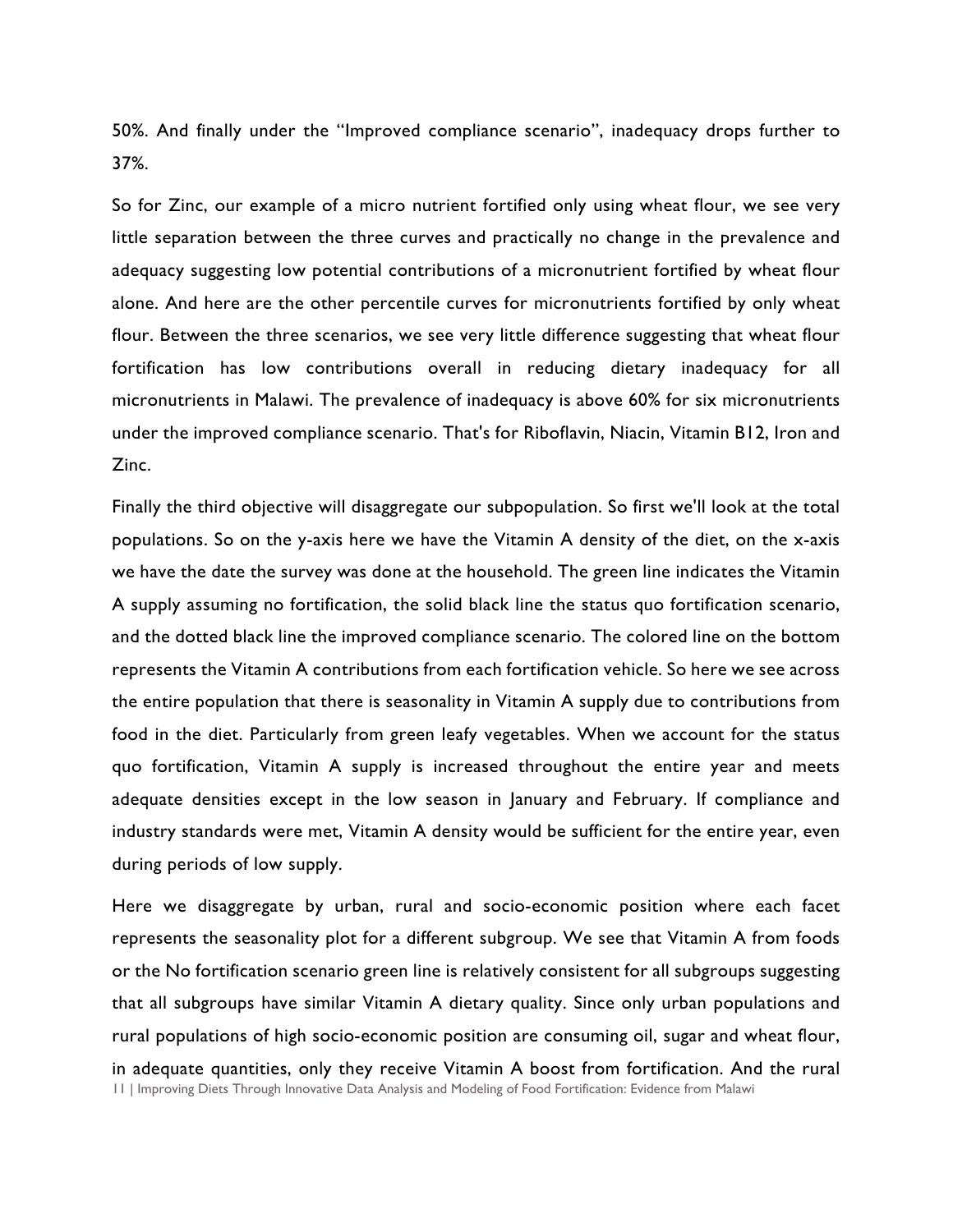50%. And finally under the "Improved compliance scenario", inadequacy drops further to 37%.

So for Zinc, our example of a micro nutrient fortified only using wheat flour, we see very little separation between the three curves and practically no change in the prevalence and adequacy suggesting low potential contributions of a micronutrient fortified by wheat flour alone. And here are the other percentile curves for micronutrients fortified by only wheat flour. Between the three scenarios, we see very little difference suggesting that wheat flour fortification has low contributions overall in reducing dietary inadequacy for all micronutrients in Malawi. The prevalence of inadequacy is above 60% for six micronutrients under the improved compliance scenario. That's for Riboflavin, Niacin, Vitamin B12, Iron and Zinc.

Finally the third objective will disaggregate our subpopulation. So first we'll look at the total populations. So on the y-axis here we have the Vitamin A density of the diet, on the x-axis we have the date the survey was done at the household. The green line indicates the Vitamin A supply assuming no fortification, the solid black line the status quo fortification scenario, and the dotted black line the improved compliance scenario. The colored line on the bottom represents the Vitamin A contributions from each fortification vehicle. So here we see across the entire population that there is seasonality in Vitamin A supply due to contributions from food in the diet. Particularly from green leafy vegetables. When we account for the status quo fortification, Vitamin A supply is increased throughout the entire year and meets adequate densities except in the low season in January and February. If compliance and industry standards were met, Vitamin A density would be sufficient for the entire year, even during periods of low supply.

Here we disaggregate by urban, rural and socio-economic position where each facet represents the seasonality plot for a different subgroup. We see that Vitamin A from foods or the No fortification scenario green line is relatively consistent for all subgroups suggesting that all subgroups have similar Vitamin A dietary quality. Since only urban populations and rural populations of high socio-economic position are consuming oil, sugar and wheat flour, in adequate quantities, only they receive Vitamin A boost from fortification. And the rural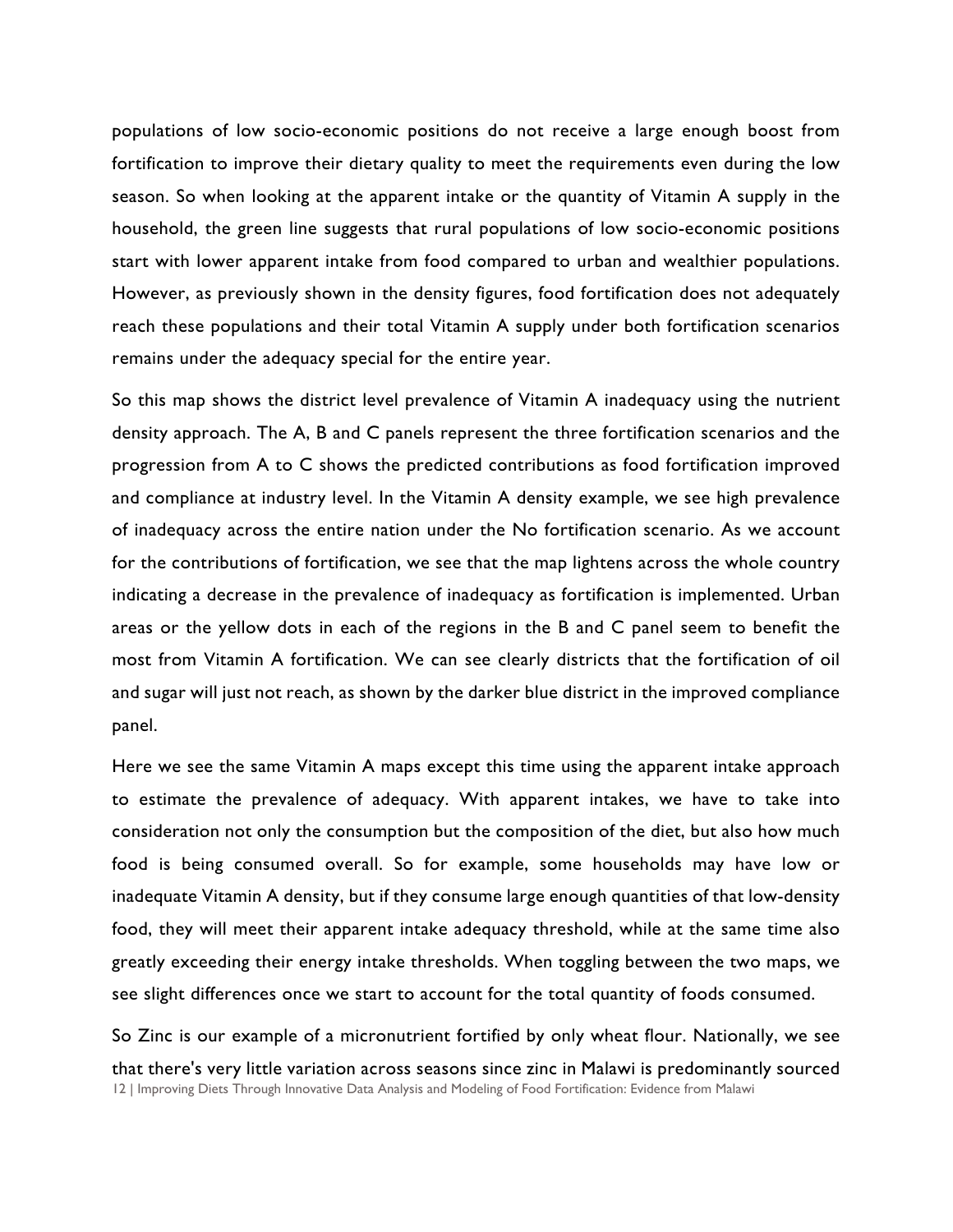populations of low socio-economic positions do not receive a large enough boost from fortification to improve their dietary quality to meet the requirements even during the low season. So when looking at the apparent intake or the quantity of Vitamin A supply in the household, the green line suggests that rural populations of low socio-economic positions start with lower apparent intake from food compared to urban and wealthier populations. However, as previously shown in the density figures, food fortification does not adequately reach these populations and their total Vitamin A supply under both fortification scenarios remains under the adequacy special for the entire year.

So this map shows the district level prevalence of Vitamin A inadequacy using the nutrient density approach. The A, B and C panels represent the three fortification scenarios and the progression from A to C shows the predicted contributions as food fortification improved and compliance at industry level. In the Vitamin A density example, we see high prevalence of inadequacy across the entire nation under the No fortification scenario. As we account for the contributions of fortification, we see that the map lightens across the whole country indicating a decrease in the prevalence of inadequacy as fortification is implemented. Urban areas or the yellow dots in each of the regions in the B and C panel seem to benefit the most from Vitamin A fortification. We can see clearly districts that the fortification of oil and sugar will just not reach, as shown by the darker blue district in the improved compliance panel.

Here we see the same Vitamin A maps except this time using the apparent intake approach to estimate the prevalence of adequacy. With apparent intakes, we have to take into consideration not only the consumption but the composition of the diet, but also how much food is being consumed overall. So for example, some households may have low or inadequate Vitamin A density, but if they consume large enough quantities of that low-density food, they will meet their apparent intake adequacy threshold, while at the same time also greatly exceeding their energy intake thresholds. When toggling between the two maps, we see slight differences once we start to account for the total quantity of foods consumed.

So Zinc is our example of a micronutrient fortified by only wheat flour. Nationally, we see that there's very little variation across seasons since zinc in Malawi is predominantly sourced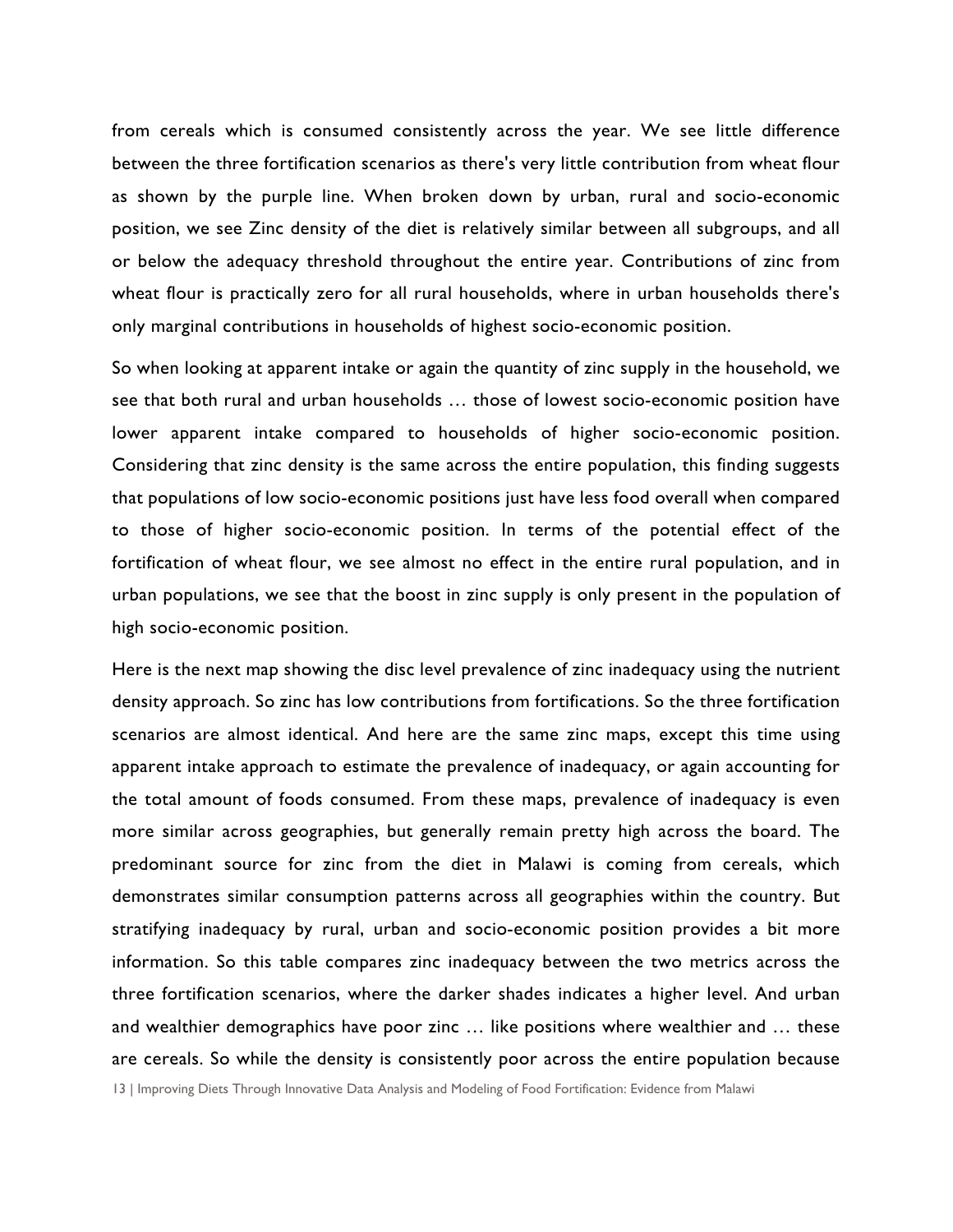from cereals which is consumed consistently across the year. We see little difference between the three fortification scenarios as there's very little contribution from wheat flour as shown by the purple line. When broken down by urban, rural and socio-economic position, we see Zinc density of the diet is relatively similar between all subgroups, and all or below the adequacy threshold throughout the entire year. Contributions of zinc from wheat flour is practically zero for all rural households, where in urban households there's only marginal contributions in households of highest socio-economic position.

So when looking at apparent intake or again the quantity of zinc supply in the household, we see that both rural and urban households … those of lowest socio-economic position have lower apparent intake compared to households of higher socio-economic position. Considering that zinc density is the same across the entire population, this finding suggests that populations of low socio-economic positions just have less food overall when compared to those of higher socio-economic position. In terms of the potential effect of the fortification of wheat flour, we see almost no effect in the entire rural population, and in urban populations, we see that the boost in zinc supply is only present in the population of high socio-economic position.

Here is the next map showing the disc level prevalence of zinc inadequacy using the nutrient density approach. So zinc has low contributions from fortifications. So the three fortification scenarios are almost identical. And here are the same zinc maps, except this time using apparent intake approach to estimate the prevalence of inadequacy, or again accounting for the total amount of foods consumed. From these maps, prevalence of inadequacy is even more similar across geographies, but generally remain pretty high across the board. The predominant source for zinc from the diet in Malawi is coming from cereals, which demonstrates similar consumption patterns across all geographies within the country. But stratifying inadequacy by rural, urban and socio-economic position provides a bit more information. So this table compares zinc inadequacy between the two metrics across the three fortification scenarios, where the darker shades indicates a higher level. And urban and wealthier demographics have poor zinc … like positions where wealthier and … these are cereals. So while the density is consistently poor across the entire population because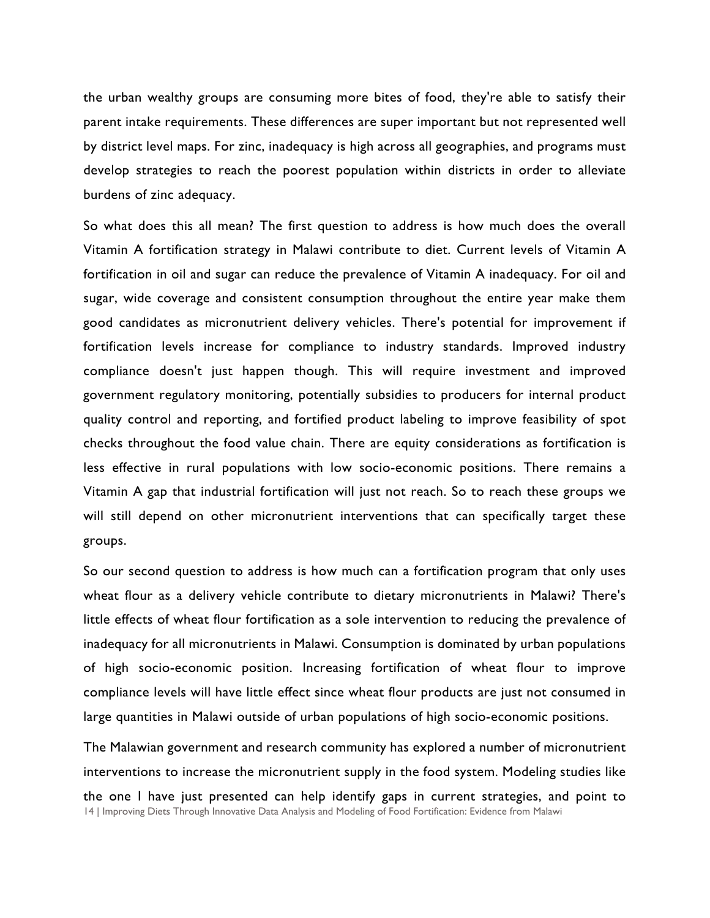the urban wealthy groups are consuming more bites of food, they're able to satisfy their parent intake requirements. These differences are super important but not represented well by district level maps. For zinc, inadequacy is high across all geographies, and programs must develop strategies to reach the poorest population within districts in order to alleviate burdens of zinc adequacy.

So what does this all mean? The first question to address is how much does the overall Vitamin A fortification strategy in Malawi contribute to diet. Current levels of Vitamin A fortification in oil and sugar can reduce the prevalence of Vitamin A inadequacy. For oil and sugar, wide coverage and consistent consumption throughout the entire year make them good candidates as micronutrient delivery vehicles. There's potential for improvement if fortification levels increase for compliance to industry standards. Improved industry compliance doesn't just happen though. This will require investment and improved government regulatory monitoring, potentially subsidies to producers for internal product quality control and reporting, and fortified product labeling to improve feasibility of spot checks throughout the food value chain. There are equity considerations as fortification is less effective in rural populations with low socio-economic positions. There remains a Vitamin A gap that industrial fortification will just not reach. So to reach these groups we will still depend on other micronutrient interventions that can specifically target these groups.

So our second question to address is how much can a fortification program that only uses wheat flour as a delivery vehicle contribute to dietary micronutrients in Malawi? There's little effects of wheat flour fortification as a sole intervention to reducing the prevalence of inadequacy for all micronutrients in Malawi. Consumption is dominated by urban populations of high socio-economic position. Increasing fortification of wheat flour to improve compliance levels will have little effect since wheat flour products are just not consumed in large quantities in Malawi outside of urban populations of high socio-economic positions.

The Malawian government and research community has explored a number of micronutrient interventions to increase the micronutrient supply in the food system. Modeling studies like the one I have just presented can help identify gaps in current strategies, and point to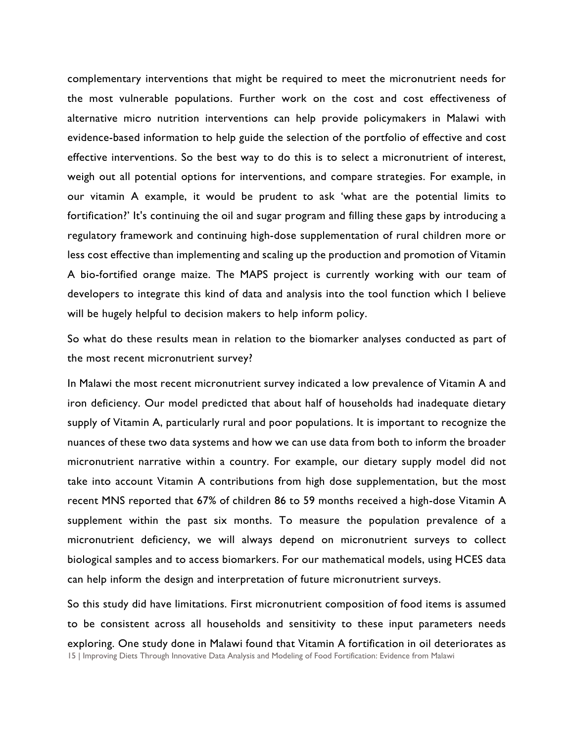complementary interventions that might be required to meet the micronutrient needs for the most vulnerable populations. Further work on the cost and cost effectiveness of alternative micro nutrition interventions can help provide policymakers in Malawi with evidence-based information to help guide the selection of the portfolio of effective and cost effective interventions. So the best way to do this is to select a micronutrient of interest, weigh out all potential options for interventions, and compare strategies. For example, in our vitamin A example, it would be prudent to ask 'what are the potential limits to fortification?' It's continuing the oil and sugar program and filling these gaps by introducing a regulatory framework and continuing high-dose supplementation of rural children more or less cost effective than implementing and scaling up the production and promotion of Vitamin A bio-fortified orange maize. The MAPS project is currently working with our team of developers to integrate this kind of data and analysis into the tool function which I believe will be hugely helpful to decision makers to help inform policy.

So what do these results mean in relation to the biomarker analyses conducted as part of the most recent micronutrient survey?

In Malawi the most recent micronutrient survey indicated a low prevalence of Vitamin A and iron deficiency. Our model predicted that about half of households had inadequate dietary supply of Vitamin A, particularly rural and poor populations. It is important to recognize the nuances of these two data systems and how we can use data from both to inform the broader micronutrient narrative within a country. For example, our dietary supply model did not take into account Vitamin A contributions from high dose supplementation, but the most recent MNS reported that 67% of children 86 to 59 months received a high-dose Vitamin A supplement within the past six months. To measure the population prevalence of a micronutrient deficiency, we will always depend on micronutrient surveys to collect biological samples and to access biomarkers. For our mathematical models, using HCES data can help inform the design and interpretation of future micronutrient surveys.

So this study did have limitations. First micronutrient composition of food items is assumed to be consistent across all households and sensitivity to these input parameters needs exploring. One study done in Malawi found that Vitamin A fortification in oil deteriorates as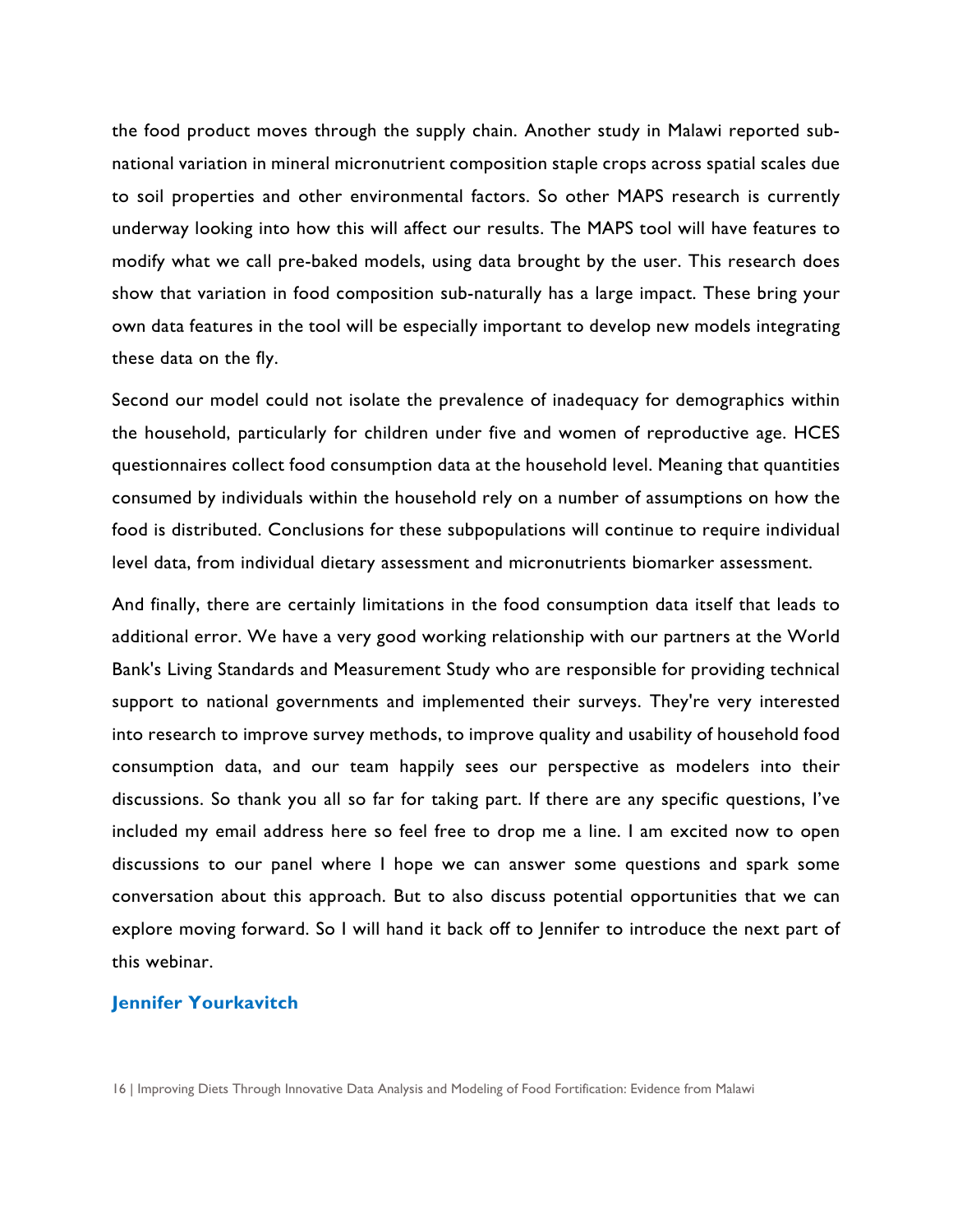the food product moves through the supply chain. Another study in Malawi reported sub-national variation in mineral micronutrient composition staple crops across spatial scales due to soil properties and other environmental factors. So other MAPS research is currently underway looking into how this will affect our results. The MAPS tool will have features to modify what we call pre-baked models, using data brought by the user. This research does show that variation in food composition sub-naturally has a large impact. These bring your own data features in the tool will be especially important to develop new models integrating these data on the fly.

Second our model could not isolate the prevalence of inadequacy for demographics within the household, particularly for children under five and women of reproductive age. HCES questionnaires collect food consumption data at the household level. Meaning that quantities consumed by individuals within the household rely on a number of assumptions on how the food is distributed. Conclusions for these subpopulations will continue to require individual level data, from individual dietary assessment and micronutrients biomarker assessment.

And finally, there are certainly limitations in the food consumption data itself that leads to additional error. We have a very good working relationship with our partners at the World Bank's Living Standards and Measurement Study who are responsible for providing technical support to national governments and implemented their surveys. They're very interested into research to improve survey methods, to improve quality and usability of household food consumption data, and our team happily sees our perspective as modelers into their discussions. So thank you all so far for taking part. If there are any specific questions, I've included my email address here so feel free to drop me a line. I am excited now to open discussions to our panel where I hope we can answer some questions and spark some conversation about this approach. But to also discuss potential opportunities that we can explore moving forward. So I will hand it back off to Jennifer to introduce the next part of this webinar.

**Jennifer Yourkavitch**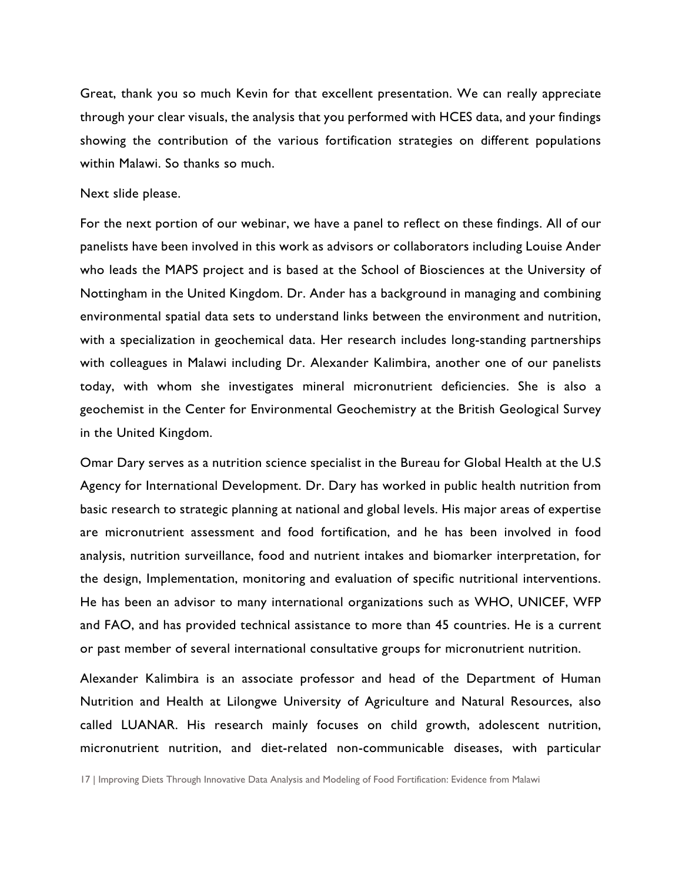Great, thank you so much Kevin for that excellent presentation. We can really appreciate through your clear visuals, the analysis that you performed with HCES data, and your findings showing the contribution of the various fortification strategies on different populations within Malawi. So thanks so much.

Next slide please.

For the next portion of our webinar, we have a panel to reflect on these findings. All of our panelists have been involved in this work as advisors or collaborators including Louise Ander who leads the MAPS project and is based at the School of Biosciences at the University of Nottingham in the United Kingdom. Dr. Ander has a background in managing and combining environmental spatial data sets to understand links between the environment and nutrition, with a specialization in geochemical data. Her research includes long-standing partnerships with colleagues in Malawi including Dr. Alexander Kalimbira, another one of our panelists today, with whom she investigates mineral micronutrient deficiencies. She is also a geochemist in the Center for Environmental Geochemistry at the British Geological Survey in the United Kingdom.

Omar Dary serves as a nutrition science specialist in the Bureau for Global Health at the U.S Agency for International Development. Dr. Dary has worked in public health nutrition from basic research to strategic planning at national and global levels. His major areas of expertise are micronutrient assessment and food fortification, and he has been involved in food analysis, nutrition surveillance, food and nutrient intakes and biomarker interpretation, for the design, Implementation, monitoring and evaluation of specific nutritional interventions. He has been an advisor to many international organizations such as WHO, UNICEF, WFP and FAO, and has provided technical assistance to more than 45 countries. He is a current or past member of several international consultative groups for micronutrient nutrition.

Alexander Kalimbira is an associate professor and head of the Department of Human Nutrition and Health at Lilongwe University of Agriculture and Natural Resources, also called LUANAR. His research mainly focuses on child growth, adolescent nutrition, micronutrient nutrition, and diet-related non-communicable diseases, with particular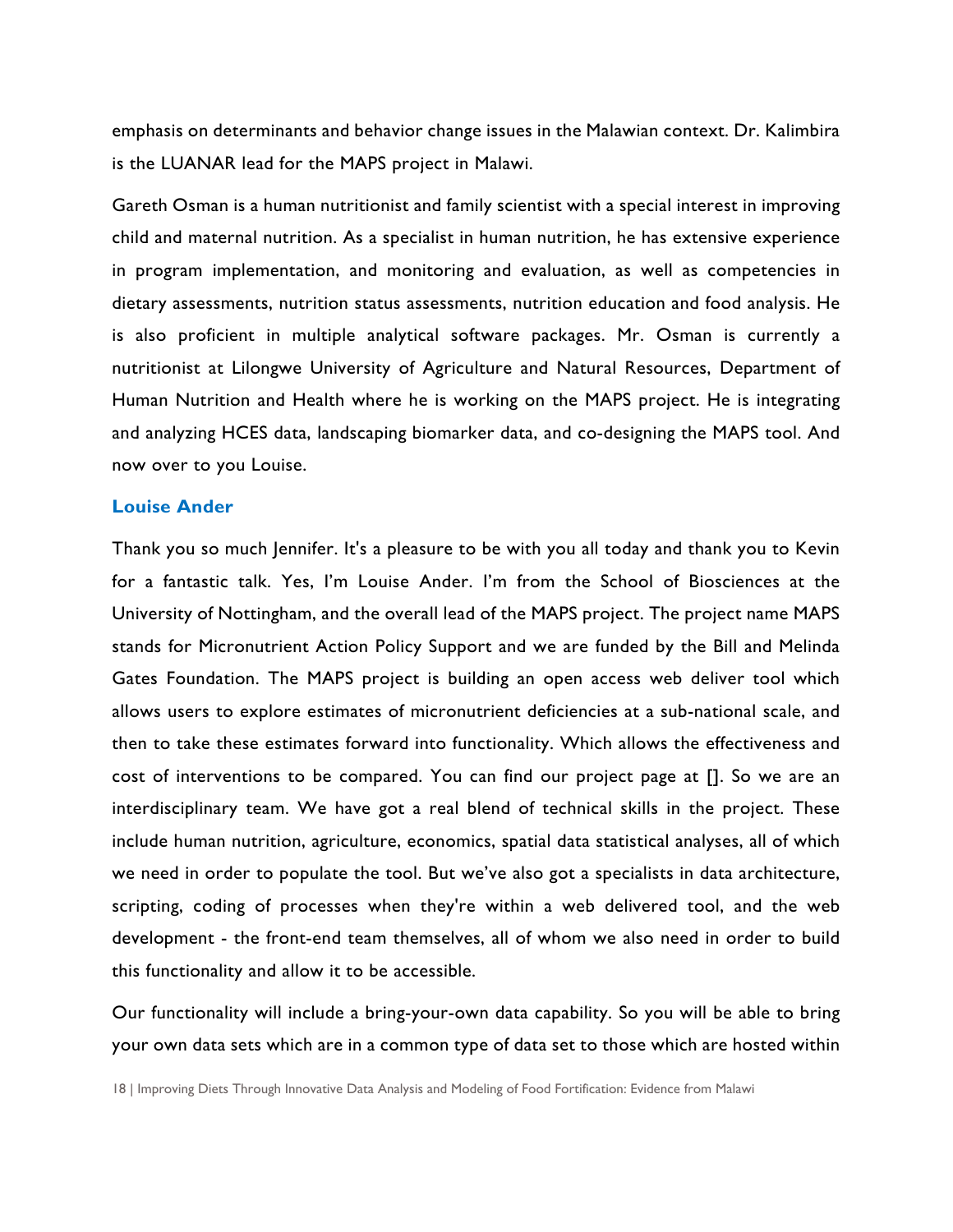emphasis on determinants and behavior change issues in the Malawian context. Dr. Kalimbira is the LUANAR lead for the MAPS project in Malawi.

Gareth Osman is a human nutritionist and family scientist with a special interest in improving child and maternal nutrition. As a specialist in human nutrition, he has extensive experience in program implementation, and monitoring and evaluation, as well as competencies in dietary assessments, nutrition status assessments, nutrition education and food analysis. He is also proficient in multiple analytical software packages. Mr. Osman is currently a nutritionist at Lilongwe University of Agriculture and Natural Resources, Department of Human Nutrition and Health where he is working on the MAPS project. He is integrating and analyzing HCES data, landscaping biomarker data, and co-designing the MAPS tool. And now over to you Louise.

### Louise Ander

Thank you so much Jennifer. It's a pleasure to be with you all today and thank you to Kevin for a fantastic talk. Yes, I'm Louise Ander. I'm from the School of Biosciences at the University of Nottingham, and the overall lead of the MAPS project. The project name MAPS stands for Micronutrient Action Policy Support and we are funded by the Bill and Melinda Gates Foundation. The MAPS project is building an open access web deliver tool which allows users to explore estimates of micronutrient deficiencies at a sub-national scale, and then to take these estimates forward into functionality. Which allows the effectiveness and cost of interventions to be compared. You can find our project page at []. So we are an interdisciplinary team. We have got a real blend of technical skills in the project. These include human nutrition, agriculture, economics, spatial data statistical analyses, all of which we need in order to populate the tool. But we've also got a specialists in data architecture, scripting, coding of processes when they're within a web delivered tool, and the web development - the front-end team themselves, all of whom we also need in order to build this functionality and allow it to be accessible.

Our functionality will include a bring-your-own data capability. So you will be able to bring your own data sets which are in a common type of data set to those which are hosted within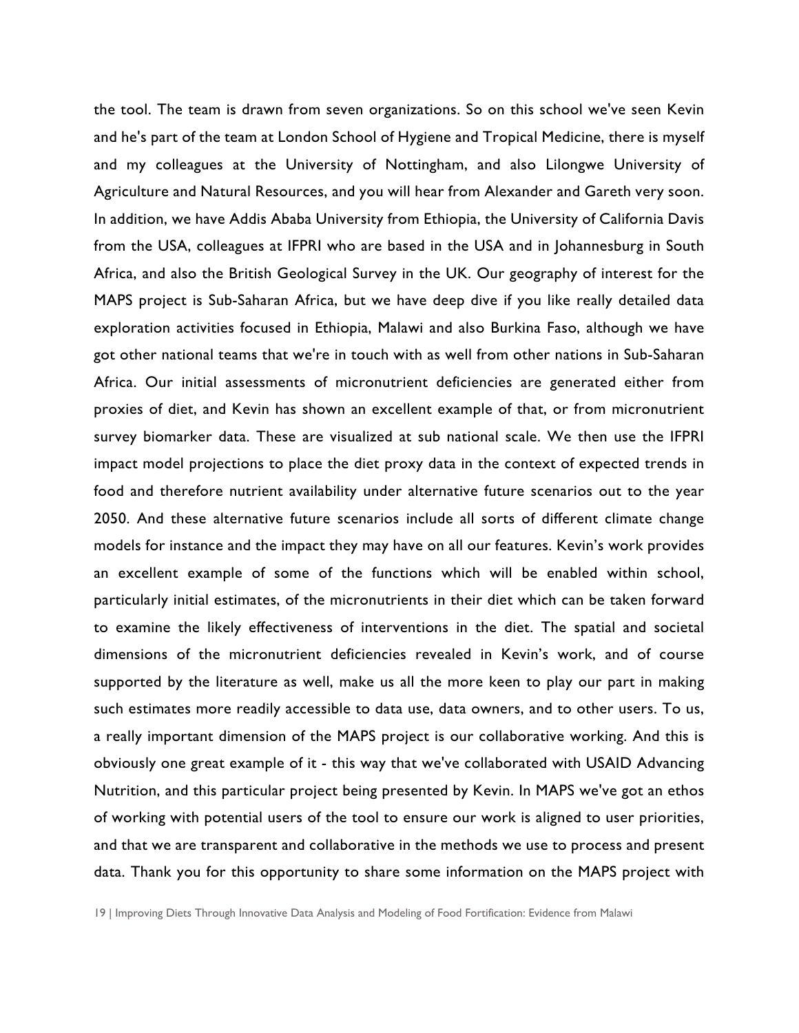the tool. The team is drawn from seven organizations. So on this school we've seen Kevin and he's part of the team at London School of Hygiene and Tropical Medicine, there is myself and my colleagues at the University of Nottingham, and also Lilongwe University of Agriculture and Natural Resources, and you will hear from Alexander and Gareth very soon. In addition, we have Addis Ababa University from Ethiopia, the University of California Davis from the USA, colleagues at IFPRI who are based in the USA and in Johannesburg in South Africa, and also the British Geological Survey in the UK. Our geography of interest for the MAPS project is Sub-Saharan Africa, but we have deep dive if you like really detailed data exploration activities focused in Ethiopia, Malawi and also Burkina Faso, although we have got other national teams that we're in touch with as well from other nations in Sub-Saharan Africa. Our initial assessments of micronutrient deficiencies are generated either from proxies of diet, and Kevin has shown an excellent example of that, or from micronutrient survey biomarker data. These are visualized at sub national scale. We then use the IFPRI impact model projections to place the diet proxy data in the context of expected trends in food and therefore nutrient availability under alternative future scenarios out to the year 2050. And these alternative future scenarios include all sorts of different climate change models for instance and the impact they may have on all our features. Kevin's work provides an excellent example of some of the functions which will be enabled within school, particularly initial estimates, of the micronutrients in their diet which can be taken forward to examine the likely effectiveness of interventions in the diet. The spatial and societal dimensions of the micronutrient deficiencies revealed in Kevin's work, and of course supported by the literature as well, make us all the more keen to play our part in making such estimates more readily accessible to data use, data owners, and to other users. To us, a really important dimension of the MAPS project is our collaborative working. And this is obviously one great example of it - this way that we've collaborated with USAID Advancing Nutrition, and this particular project being presented by Kevin. In MAPS we've got an ethos of working with potential users of the tool to ensure our work is aligned to user priorities, and that we are transparent and collaborative in the methods we use to process and present data. Thank you for this opportunity to share some information on the MAPS project with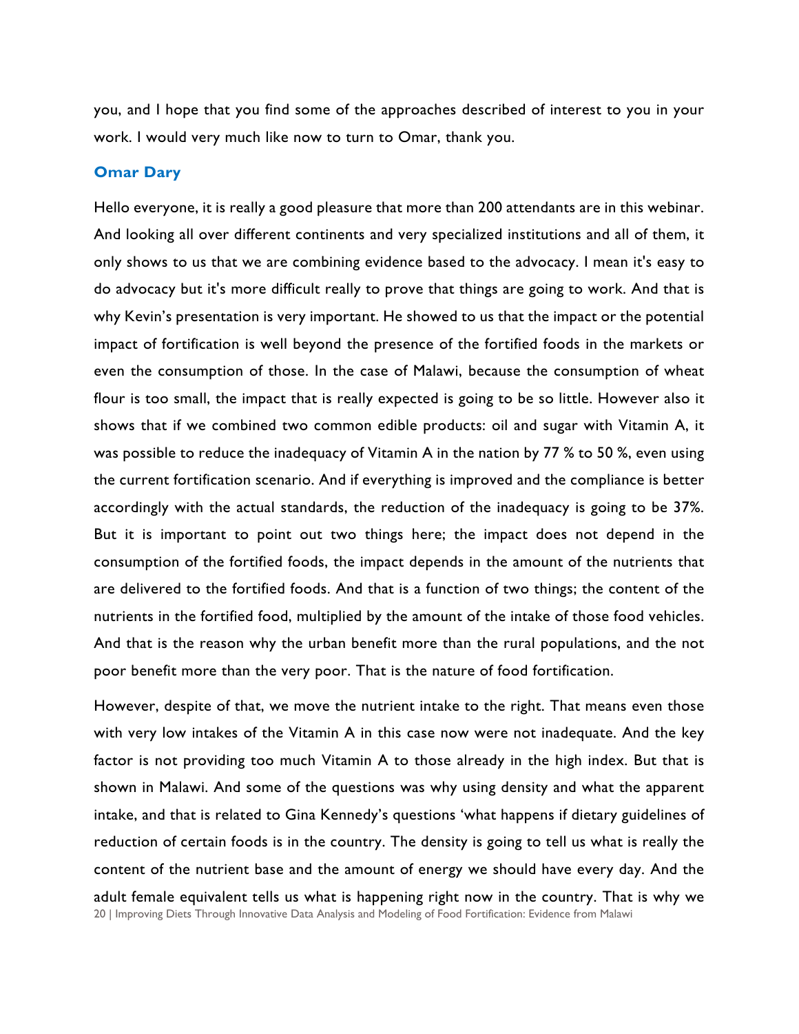you, and I hope that you find some of the approaches described of interest to you in your work. I would very much like now to turn to Omar, thank you.

### Omar Dary

Hello everyone, it is really a good pleasure that more than 200 attendants are in this webinar. And looking all over different continents and very specialized institutions and all of them, it only shows to us that we are combining evidence based to the advocacy. I mean it's easy to do advocacy but it's more difficult really to prove that things are going to work. And that is why Kevin's presentation is very important. He showed to us that the impact or the potential impact of fortification is well beyond the presence of the fortified foods in the markets or even the consumption of those. In the case of Malawi, because the consumption of wheat flour is too small, the impact that is really expected is going to be so little. However also it shows that if we combined two common edible products: oil and sugar with Vitamin A, it was possible to reduce the inadequacy of Vitamin A in the nation by 77 % to 50 %, even using the current fortification scenario. And if everything is improved and the compliance is better accordingly with the actual standards, the reduction of the inadequacy is going to be 37%. But it is important to point out two things here; the impact does not depend in the consumption of the fortified foods, the impact depends in the amount of the nutrients that are delivered to the fortified foods. And that is a function of two things; the content of the nutrients in the fortified food, multiplied by the amount of the intake of those food vehicles. And that is the reason why the urban benefit more than the rural populations, and the not poor benefit more than the very poor. That is the nature of food fortification.

However, despite of that, we move the nutrient intake to the right. That means even those with very low intakes of the Vitamin A in this case now were not inadequate. And the key factor is not providing too much Vitamin A to those already in the high index. But that is shown in Malawi. And some of the questions was why using density and what the apparent intake, and that is related to Gina Kennedy's questions 'what happens if dietary guidelines of reduction of certain foods is in the country. The density is going to tell us what is really the content of the nutrient base and the amount of energy we should have every day. And the adult female equivalent tells us what is happening right now in the country. That is why we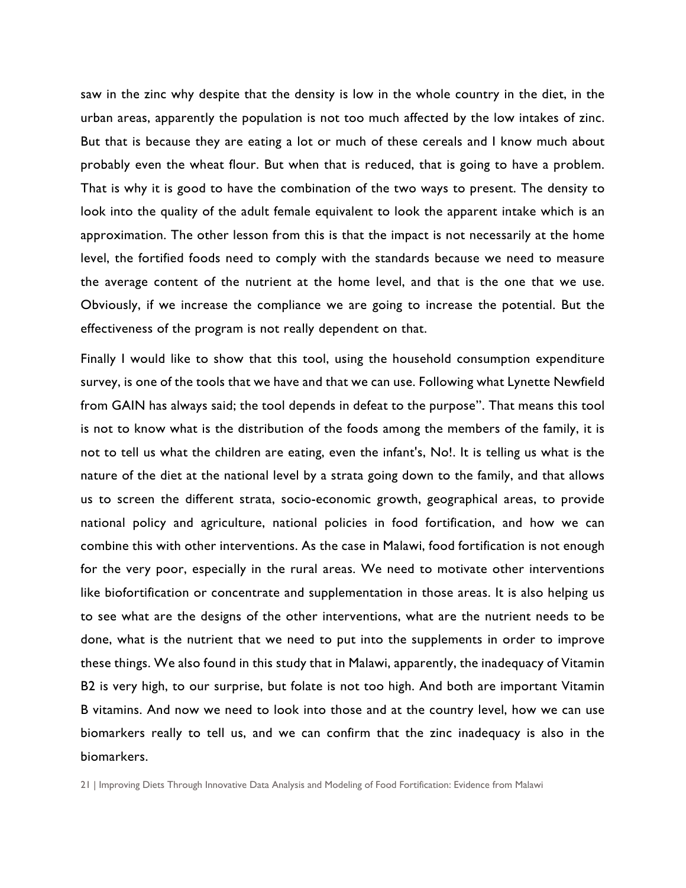saw in the zinc why despite that the density is low in the whole country in the diet, in the urban areas, apparently the population is not too much affected by the low intakes of zinc. But that is because they are eating a lot or much of these cereals and I know much about probably even the wheat flour. But when that is reduced, that is going to have a problem. That is why it is good to have the combination of the two ways to present. The density to look into the quality of the adult female equivalent to look the apparent intake which is an approximation. The other lesson from this is that the impact is not necessarily at the home level, the fortified foods need to comply with the standards because we need to measure the average content of the nutrient at the home level, and that is the one that we use. Obviously, if we increase the compliance we are going to increase the potential. But the effectiveness of the program is not really dependent on that.

Finally I would like to show that this tool, using the household consumption expenditure survey, is one of the tools that we have and that we can use. Following what Lynette Newfield from GAIN has always said; the tool depends in defeat to the purpose". That means this tool is not to know what is the distribution of the foods among the members of the family, it is not to tell us what the children are eating, even the infant's, No!. It is telling us what is the nature of the diet at the national level by a strata going down to the family, and that allows us to screen the different strata, socio-economic growth, geographical areas, to provide national policy and agriculture, national policies in food fortification, and how we can combine this with other interventions. As the case in Malawi, food fortification is not enough for the very poor, especially in the rural areas. We need to motivate other interventions like biofortification or concentrate and supplementation in those areas. It is also helping us to see what are the designs of the other interventions, what are the nutrient needs to be done, what is the nutrient that we need to put into the supplements in order to improve these things. We also found in this study that in Malawi, apparently, the inadequacy of Vitamin B2 is very high, to our surprise, but folate is not too high. And both are important Vitamin B vitamins. And now we need to look into those and at the country level, how we can use biomarkers really to tell us, and we can confirm that the zinc inadequacy is also in the biomarkers.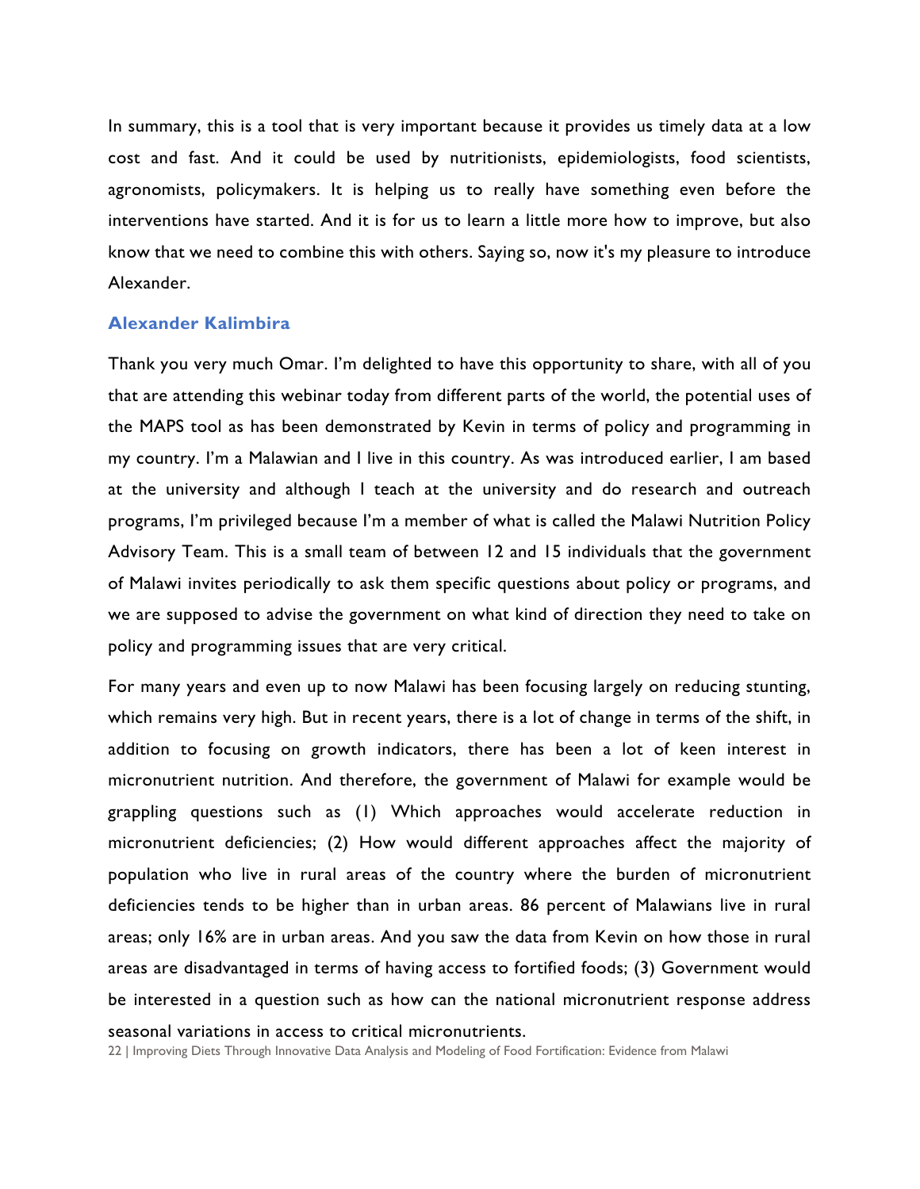In summary, this is a tool that is very important because it provides us timely data at a low cost and fast. And it could be used by nutritionists, epidemiologists, food scientists, agronomists, policymakers. It is helping us to really have something even before the interventions have started. And it is for us to learn a little more how to improve, but also know that we need to combine this with others. Saying so, now it's my pleasure to introduce Alexander.

### Alexander Kalimbira

Thank you very much Omar. I'm delighted to have this opportunity to share, with all of you that are attending this webinar today from different parts of the world, the potential uses of the MAPS tool as has been demonstrated by Kevin in terms of policy and programming in my country. I'm a Malawian and I live in this country. As was introduced earlier, I am based at the university and although I teach at the university and do research and outreach programs, I'm privileged because I'm a member of what is called the Malawi Nutrition Policy Advisory Team. This is a small team of between 12 and 15 individuals that the government of Malawi invites periodically to ask them specific questions about policy or programs, and we are supposed to advise the government on what kind of direction they need to take on policy and programming issues that are very critical.

For many years and even up to now Malawi has been focusing largely on reducing stunting, which remains very high. But in recent years, there is a lot of change in terms of the shift, in addition to focusing on growth indicators, there has been a lot of keen interest in micronutrient nutrition. And therefore, the government of Malawi for example would be grappling questions such as (1) Which approaches would accelerate reduction in micronutrient deficiencies; (2) How would different approaches affect the majority of population who live in rural areas of the country where the burden of micronutrient deficiencies tends to be higher than in urban areas. 86 percent of Malawians live in rural areas; only 16% are in urban areas. And you saw the data from Kevin on how those in rural areas are disadvantaged in terms of having access to fortified foods; (3) Government would be interested in a question such as how can the national micronutrient response address seasonal variations in access to critical micronutrients.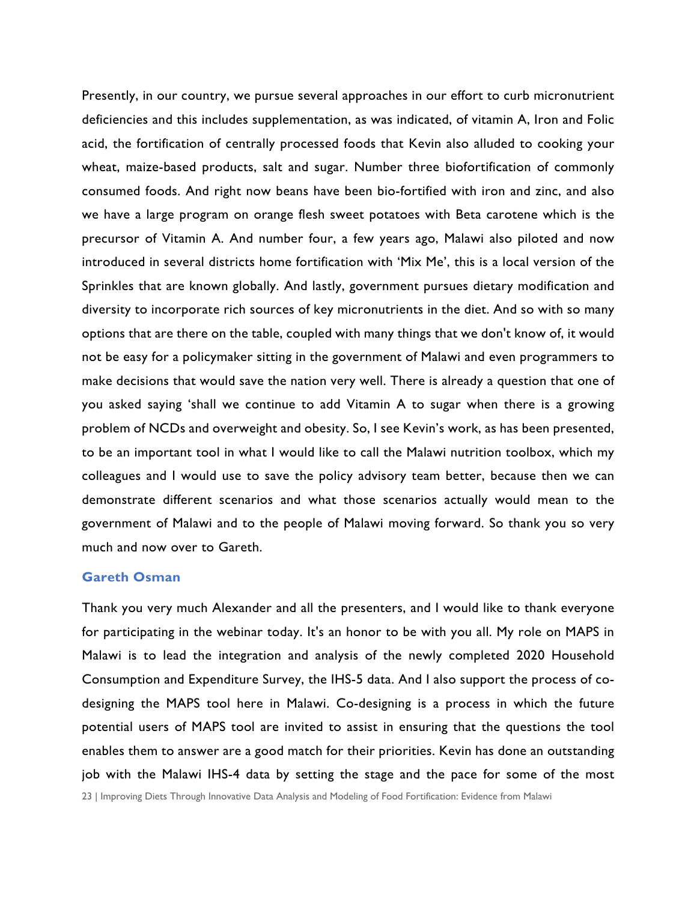Presently, in our country, we pursue several approaches in our effort to curb micronutrient deficiencies and this includes supplementation, as was indicated, of vitamin A, Iron and Folic acid, the fortification of centrally processed foods that Kevin also alluded to cooking your wheat, maize-based products, salt and sugar. Number three biofortification of commonly consumed foods. And right now beans have been bio-fortified with iron and zinc, and also we have a large program on orange flesh sweet potatoes with Beta carotene which is the precursor of Vitamin A. And number four, a few years ago, Malawi also piloted and now introduced in several districts home fortification with 'Mix Me', this is a local version of the Sprinkles that are known globally. And lastly, government pursues dietary modification and diversity to incorporate rich sources of key micronutrients in the diet. And so with so many options that are there on the table, coupled with many things that we don't know of, it would not be easy for a policymaker sitting in the government of Malawi and even programmers to make decisions that would save the nation very well. There is already a question that one of you asked saying 'shall we continue to add Vitamin A to sugar when there is a growing problem of NCDs and overweight and obesity. So, I see Kevin's work, as has been presented, to be an important tool in what I would like to call the Malawi nutrition toolbox, which my colleagues and I would use to save the policy advisory team better, because then we can demonstrate different scenarios and what those scenarios actually would mean to the government of Malawi and to the people of Malawi moving forward. So thank you so very much and now over to Gareth.

### Gareth Osman

Thank you very much Alexander and all the presenters, and I would like to thank everyone for participating in the webinar today. It's an honor to be with you all. My role on MAPS in Malawi is to lead the integration and analysis of the newly completed 2020 Household Consumption and Expenditure Survey, the IHS-5 data. And I also support the process of co-designing the MAPS tool here in Malawi. Co-designing is a process in which the future potential users of MAPS tool are invited to assist in ensuring that the questions the tool enables them to answer are a good match for their priorities. Kevin has done an outstanding job with the Malawi IHS-4 data by setting the stage and the pace for some of the most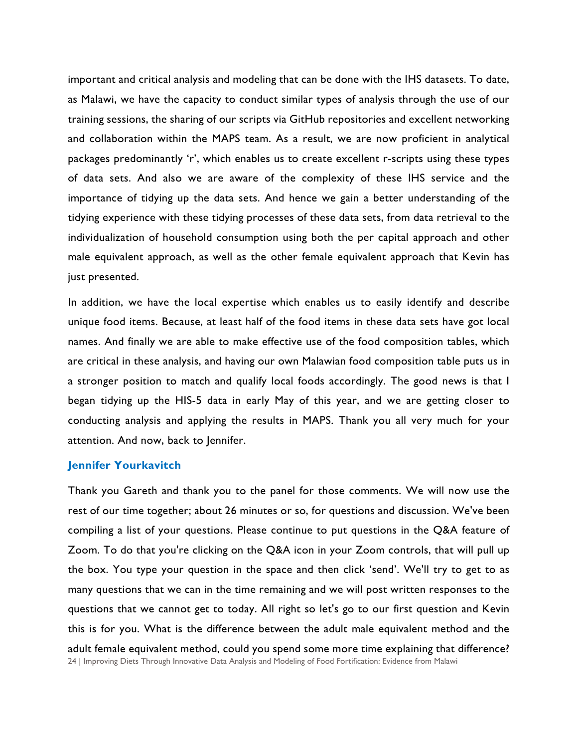important and critical analysis and modeling that can be done with the IHS datasets. To date, as Malawi, we have the capacity to conduct similar types of analysis through the use of our training sessions, the sharing of our scripts via GitHub repositories and excellent networking and collaboration within the MAPS team. As a result, we are now proficient in analytical packages predominantly 'r', which enables us to create excellent r-scripts using these types of data sets. And also we are aware of the complexity of these IHS service and the importance of tidying up the data sets. And hence we gain a better understanding of the tidying experience with these tidying processes of these data sets, from data retrieval to the individualization of household consumption using both the per capital approach and other male equivalent approach, as well as the other female equivalent approach that Kevin has just presented.

In addition, we have the local expertise which enables us to easily identify and describe unique food items. Because, at least half of the food items in these data sets have got local names. And finally we are able to make effective use of the food composition tables, which are critical in these analysis, and having our own Malawian food composition table puts us in a stronger position to match and qualify local foods accordingly. The good news is that I began tidying up the HIS-5 data in early May of this year, and we are getting closer to conducting analysis and applying the results in MAPS. Thank you all very much for your attention. And now, back to Jennifer.

### Jennifer Yourkavitch

Thank you Gareth and thank you to the panel for those comments. We will now use the rest of our time together; about 26 minutes or so, for questions and discussion. We've been compiling a list of your questions. Please continue to put questions in the Q&A feature of Zoom. To do that you're clicking on the Q&A icon in your Zoom controls, that will pull up the box. You type your question in the space and then click 'send'. We'll try to get to as many questions that we can in the time remaining and we will post written responses to the questions that we cannot get to today. All right so let's go to our first question and Kevin this is for you. What is the difference between the adult male equivalent method and the adult female equivalent method, could you spend some more time explaining that difference?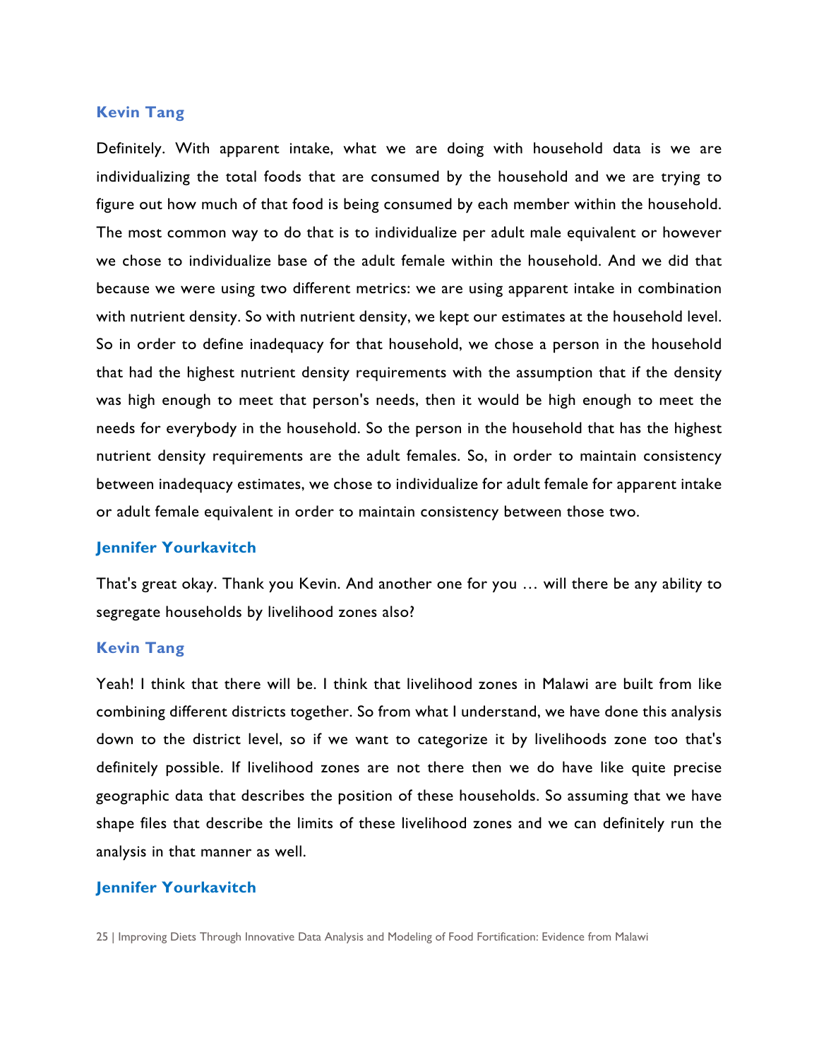**Kevin Tang**

Definitely. With apparent intake, what we are doing with household data is we are individualizing the total foods that are consumed by the household and we are trying to figure out how much of that food is being consumed by each member within the household. The most common way to do that is to individualize per adult male equivalent or however we chose to individualize base of the adult female within the household. And we did that because we were using two different metrics: we are using apparent intake in combination with nutrient density. So with nutrient density, we kept our estimates at the household level. So in order to define inadequacy for that household, we chose a person in the household that had the highest nutrient density requirements with the assumption that if the density was high enough to meet that person's needs, then it would be high enough to meet the needs for everybody in the household. So the person in the household that has the highest nutrient density requirements are the adult females. So, in order to maintain consistency between inadequacy estimates, we chose to individualize for adult female for apparent intake or adult female equivalent in order to maintain consistency between those two.

**Jennifer Yourkavitch**

That's great okay. Thank you Kevin. And another one for you … will there be any ability to segregate households by livelihood zones also?

**Kevin Tang**

Yeah! I think that there will be. I think that livelihood zones in Malawi are built from like combining different districts together. So from what I understand, we have done this analysis down to the district level, so if we want to categorize it by livelihoods zone too that's definitely possible. If livelihood zones are not there then we do have like quite precise geographic data that describes the position of these households. So assuming that we have shape files that describe the limits of these livelihood zones and we can definitely run the analysis in that manner as well.

**Jennifer Yourkavitch**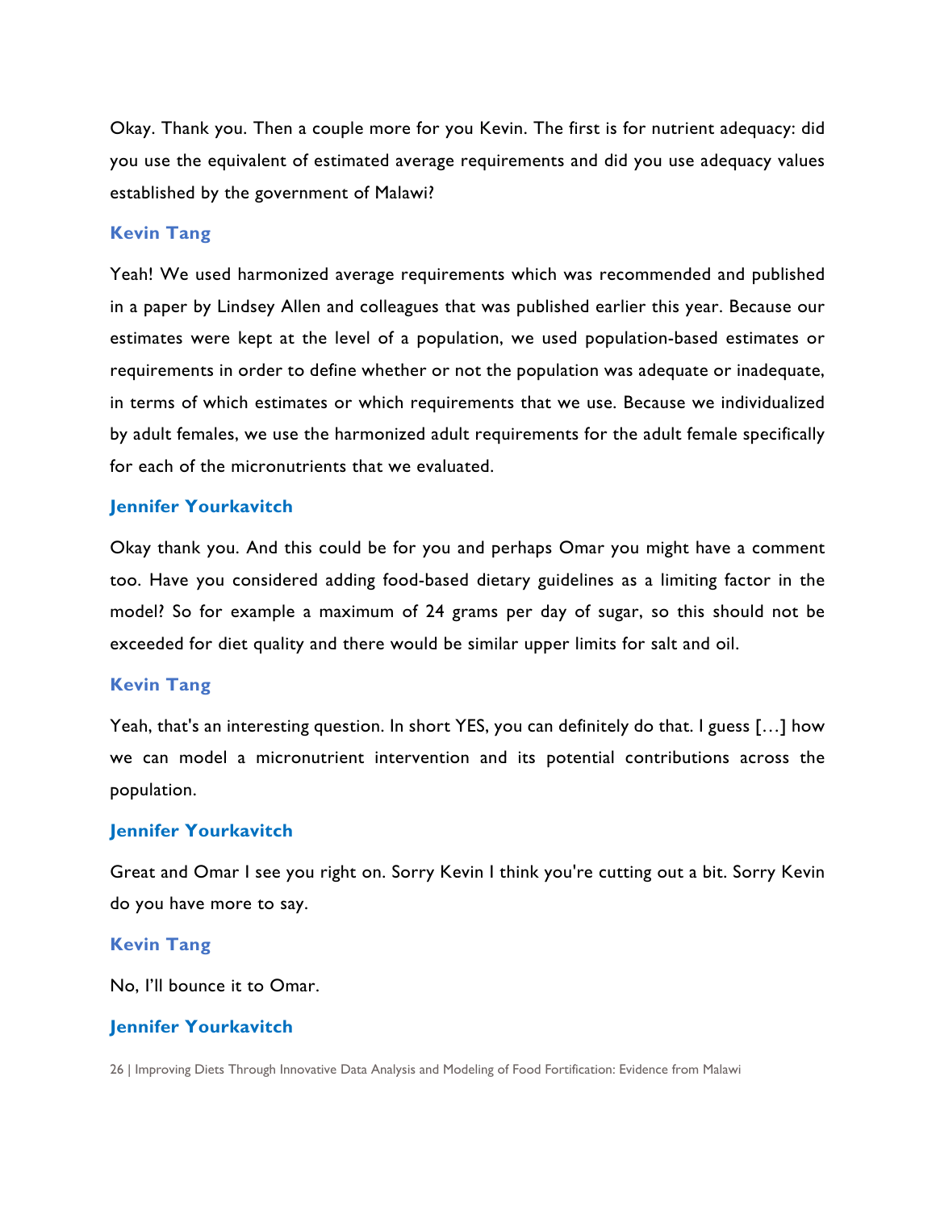Okay. Thank you. Then a couple more for you Kevin. The first is for nutrient adequacy: did you use the equivalent of estimated average requirements and did you use adequacy values established by the government of Malawi?

**Kevin Tang**

Yeah! We used harmonized average requirements which was recommended and published in a paper by Lindsey Allen and colleagues that was published earlier this year. Because our estimates were kept at the level of a population, we used population-based estimates or requirements in order to define whether or not the population was adequate or inadequate, in terms of which estimates or which requirements that we use. Because we individualized by adult females, we use the harmonized adult requirements for the adult female specifically for each of the micronutrients that we evaluated.

**Jennifer Yourkavitch**

Okay thank you. And this could be for you and perhaps Omar you might have a comment too. Have you considered adding food-based dietary guidelines as a limiting factor in the model? So for example a maximum of 24 grams per day of sugar, so this should not be exceeded for diet quality and there would be similar upper limits for salt and oil.

**Kevin Tang**

Yeah, that's an interesting question. In short YES, you can definitely do that. I guess […] how we can model a micronutrient intervention and its potential contributions across the population.

**Jennifer Yourkavitch**

Great and Omar I see you right on. Sorry Kevin I think you're cutting out a bit. Sorry Kevin do you have more to say.

**Kevin Tang**

No, I'll bounce it to Omar.

**Jennifer Yourkavitch**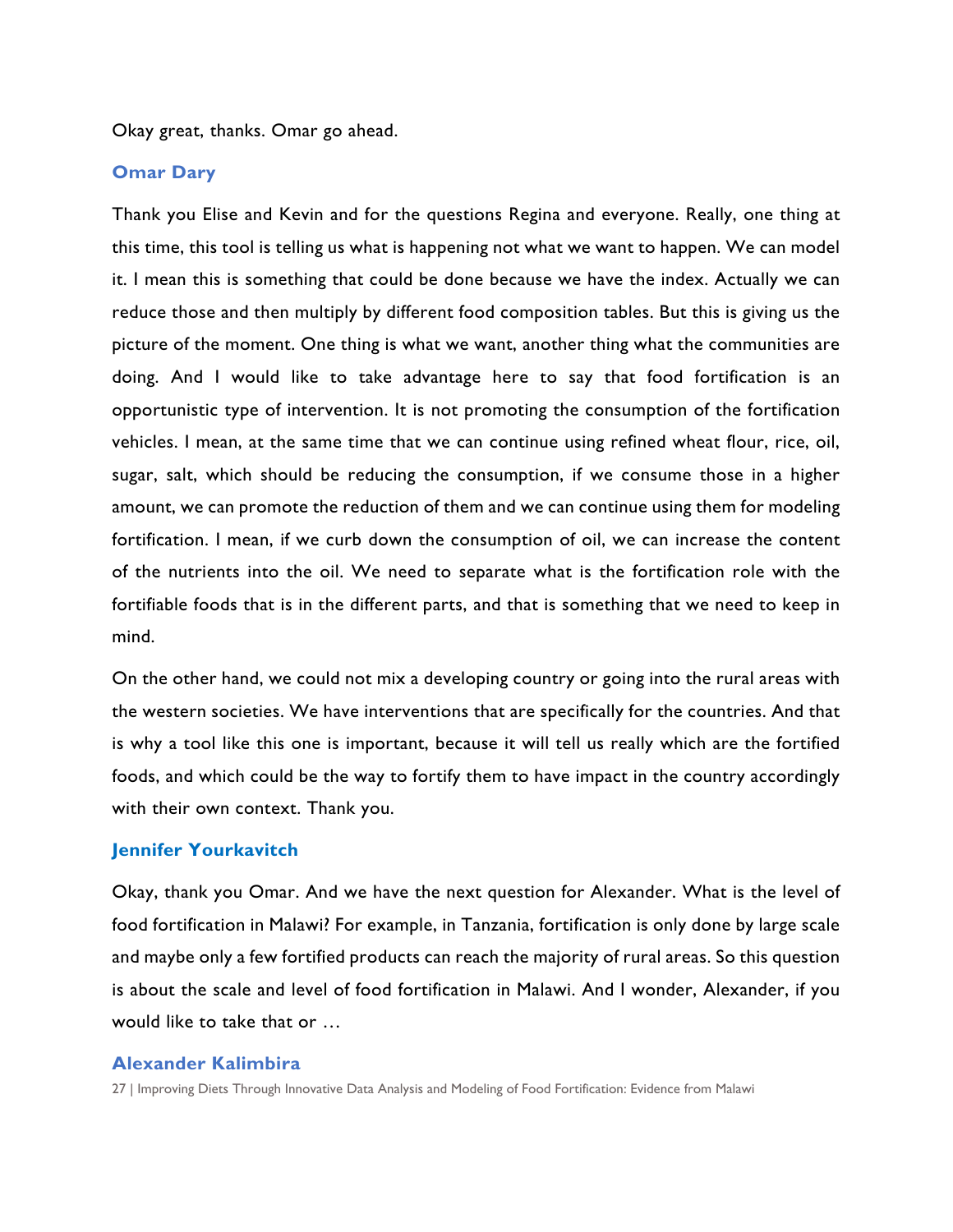Okay great, thanks. Omar go ahead.

### Omar Dary

Thank you Elise and Kevin and for the questions Regina and everyone. Really, one thing at this time, this tool is telling us what is happening not what we want to happen. We can model it. I mean this is something that could be done because we have the index. Actually we can reduce those and then multiply by different food composition tables. But this is giving us the picture of the moment. One thing is what we want, another thing what the communities are doing. And I would like to take advantage here to say that food fortification is an opportunistic type of intervention. It is not promoting the consumption of the fortification vehicles. I mean, at the same time that we can continue using refined wheat flour, rice, oil, sugar, salt, which should be reducing the consumption, if we consume those in a higher amount, we can promote the reduction of them and we can continue using them for modeling fortification. I mean, if we curb down the consumption of oil, we can increase the content of the nutrients into the oil. We need to separate what is the fortification role with the fortifiable foods that is in the different parts, and that is something that we need to keep in mind.

On the other hand, we could not mix a developing country or going into the rural areas with the western societies. We have interventions that are specifically for the countries. And that is why a tool like this one is important, because it will tell us really which are the fortified foods, and which could be the way to fortify them to have impact in the country accordingly with their own context. Thank you.

### Jennifer Yourkavitch

Okay, thank you Omar. And we have the next question for Alexander. What is the level of food fortification in Malawi? For example, in Tanzania, fortification is only done by large scale and maybe only a few fortified products can reach the majority of rural areas. So this question is about the scale and level of food fortification in Malawi. And I wonder, Alexander, if you would like to take that or …

### Alexander Kalimbira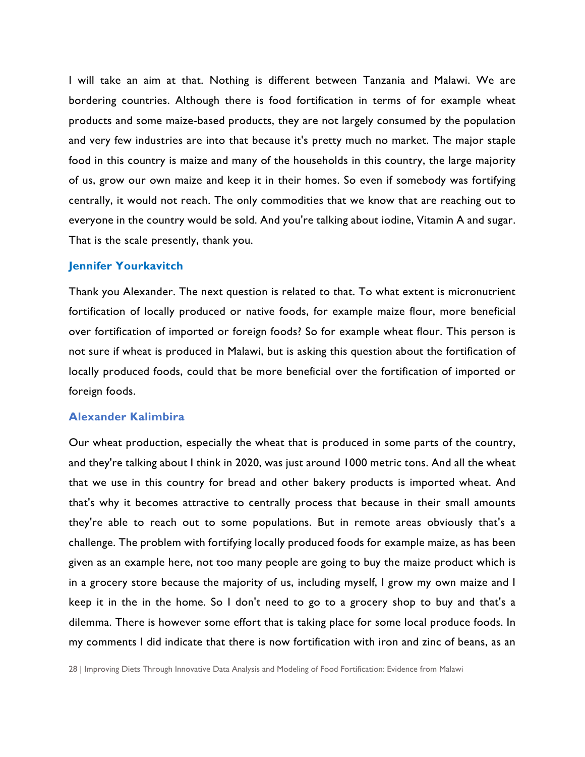I will take an aim at that. Nothing is different between Tanzania and Malawi. We are bordering countries. Although there is food fortification in terms of for example wheat products and some maize-based products, they are not largely consumed by the population and very few industries are into that because it's pretty much no market. The major staple food in this country is maize and many of the households in this country, the large majority of us, grow our own maize and keep it in their homes. So even if somebody was fortifying centrally, it would not reach. The only commodities that we know that are reaching out to everyone in the country would be sold. And you're talking about iodine, Vitamin A and sugar. That is the scale presently, thank you.

### Jennifer Yourkavitch

Thank you Alexander. The next question is related to that. To what extent is micronutrient fortification of locally produced or native foods, for example maize flour, more beneficial over fortification of imported or foreign foods? So for example wheat flour. This person is not sure if wheat is produced in Malawi, but is asking this question about the fortification of locally produced foods, could that be more beneficial over the fortification of imported or foreign foods.

### Alexander Kalimbira

Our wheat production, especially the wheat that is produced in some parts of the country, and they're talking about I think in 2020, was just around 1000 metric tons. And all the wheat that we use in this country for bread and other bakery products is imported wheat. And that's why it becomes attractive to centrally process that because in their small amounts they're able to reach out to some populations. But in remote areas obviously that's a challenge. The problem with fortifying locally produced foods for example maize, as has been given as an example here, not too many people are going to buy the maize product which is in a grocery store because the majority of us, including myself, I grow my own maize and I keep it in the in the home. So I don't need to go to a grocery shop to buy and that's a dilemma. There is however some effort that is taking place for some local produce foods. In my comments I did indicate that there is now fortification with iron and zinc of beans, as an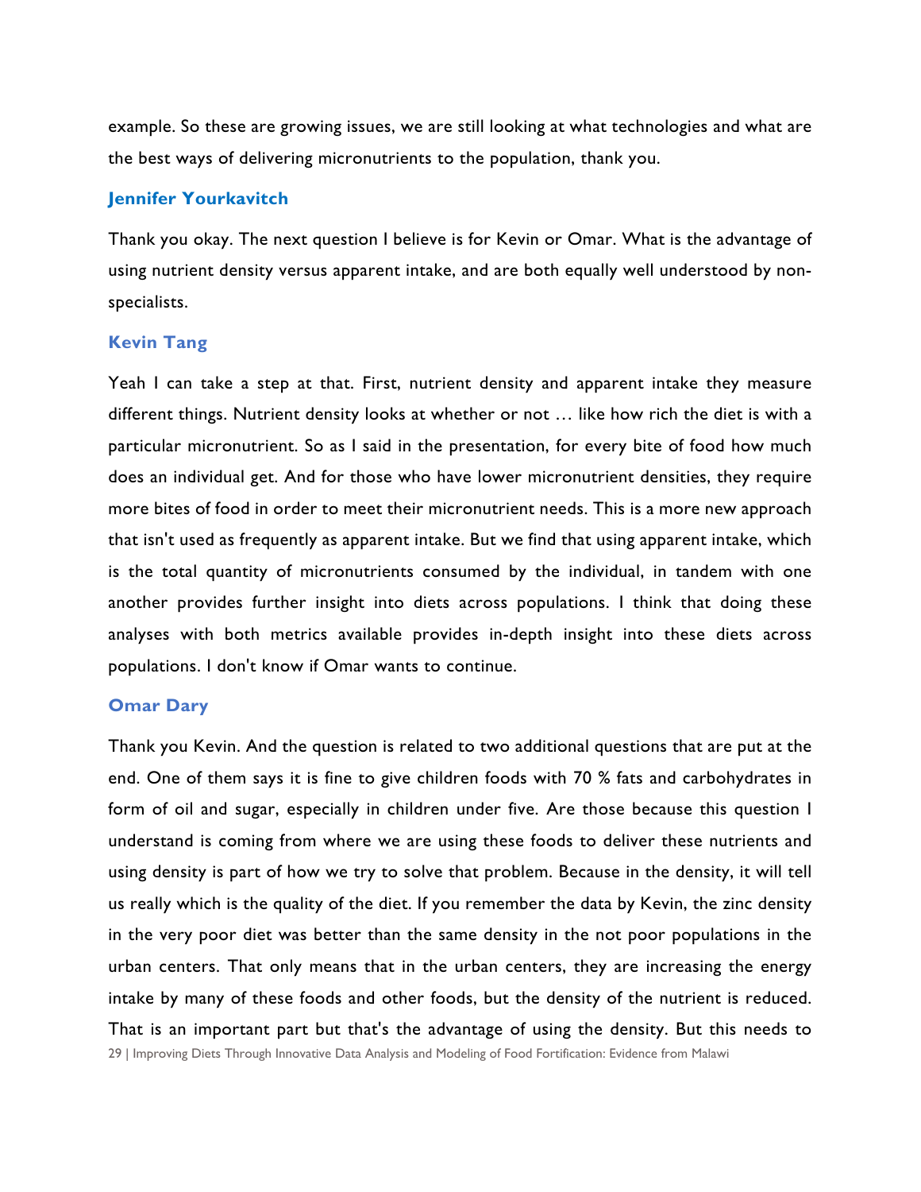example. So these are growing issues, we are still looking at what technologies and what are the best ways of delivering micronutrients to the population, thank you.

### Jennifer Yourkavitch

Thank you okay. The next question I believe is for Kevin or Omar. What is the advantage of using nutrient density versus apparent intake, and are both equally well understood by non-specialists.

### Kevin Tang

Yeah I can take a step at that. First, nutrient density and apparent intake they measure different things. Nutrient density looks at whether or not … like how rich the diet is with a particular micronutrient. So as I said in the presentation, for every bite of food how much does an individual get. And for those who have lower micronutrient densities, they require more bites of food in order to meet their micronutrient needs. This is a more new approach that isn't used as frequently as apparent intake. But we find that using apparent intake, which is the total quantity of micronutrients consumed by the individual, in tandem with one another provides further insight into diets across populations. I think that doing these analyses with both metrics available provides in-depth insight into these diets across populations. I don't know if Omar wants to continue.

### Omar Dary

Thank you Kevin. And the question is related to two additional questions that are put at the end. One of them says it is fine to give children foods with 70 % fats and carbohydrates in form of oil and sugar, especially in children under five. Are those because this question I understand is coming from where we are using these foods to deliver these nutrients and using density is part of how we try to solve that problem. Because in the density, it will tell us really which is the quality of the diet. If you remember the data by Kevin, the zinc density in the very poor diet was better than the same density in the not poor populations in the urban centers. That only means that in the urban centers, they are increasing the energy intake by many of these foods and other foods, but the density of the nutrient is reduced. That is an important part but that's the advantage of using the density. But this needs to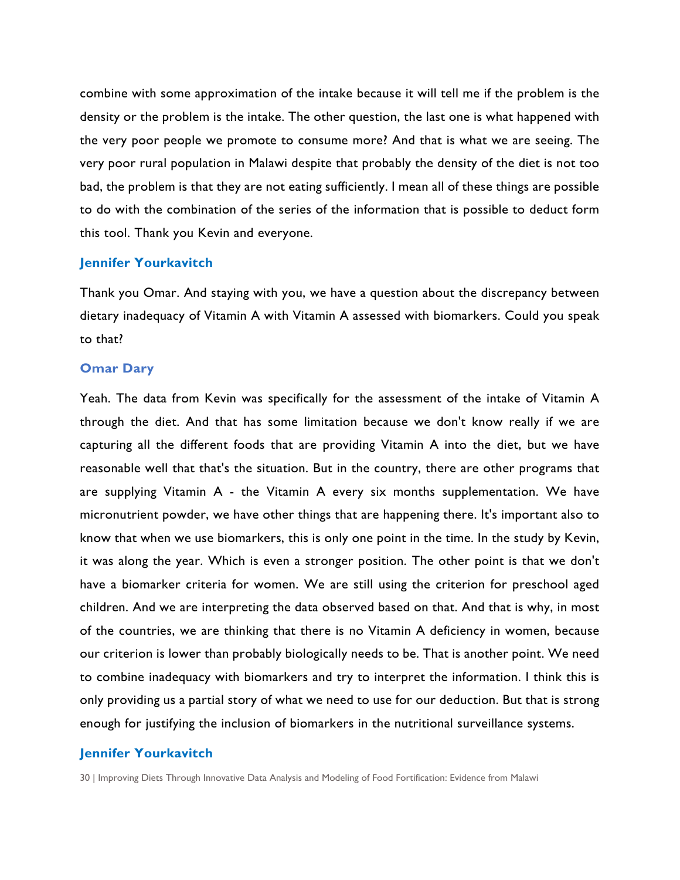combine with some approximation of the intake because it will tell me if the problem is the density or the problem is the intake. The other question, the last one is what happened with the very poor people we promote to consume more? And that is what we are seeing. The very poor rural population in Malawi despite that probably the density of the diet is not too bad, the problem is that they are not eating sufficiently. I mean all of these things are possible to do with the combination of the series of the information that is possible to deduct form this tool. Thank you Kevin and everyone.

**Jennifer Yourkavitch**

Thank you Omar. And staying with you, we have a question about the discrepancy between dietary inadequacy of Vitamin A with Vitamin A assessed with biomarkers. Could you speak to that?

**Omar Dary**

Yeah. The data from Kevin was specifically for the assessment of the intake of Vitamin A through the diet. And that has some limitation because we don't know really if we are capturing all the different foods that are providing Vitamin A into the diet, but we have reasonable well that that's the situation. But in the country, there are other programs that are supplying Vitamin A - the Vitamin A every six months supplementation. We have micronutrient powder, we have other things that are happening there. It's important also to know that when we use biomarkers, this is only one point in the time. In the study by Kevin, it was along the year. Which is even a stronger position. The other point is that we don't have a biomarker criteria for women. We are still using the criterion for preschool aged children. And we are interpreting the data observed based on that. And that is why, in most of the countries, we are thinking that there is no Vitamin A deficiency in women, because our criterion is lower than probably biologically needs to be. That is another point. We need to combine inadequacy with biomarkers and try to interpret the information. I think this is only providing us a partial story of what we need to use for our deduction. But that is strong enough for justifying the inclusion of biomarkers in the nutritional surveillance systems.

**Jennifer Yourkavitch**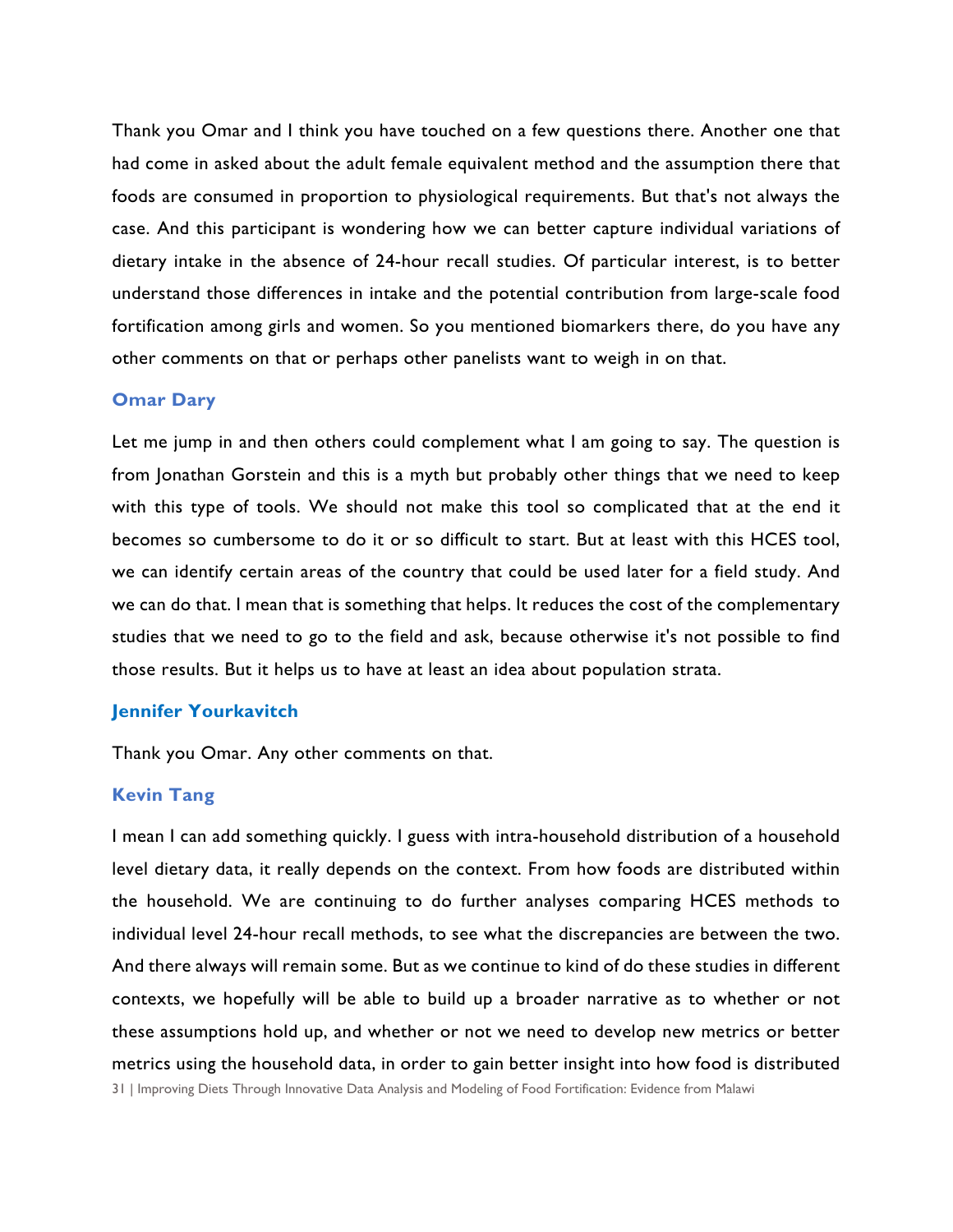Thank you Omar and I think you have touched on a few questions there. Another one that had come in asked about the adult female equivalent method and the assumption there that foods are consumed in proportion to physiological requirements. But that's not always the case. And this participant is wondering how we can better capture individual variations of dietary intake in the absence of 24-hour recall studies. Of particular interest, is to better understand those differences in intake and the potential contribution from large-scale food fortification among girls and women. So you mentioned biomarkers there, do you have any other comments on that or perhaps other panelists want to weigh in on that.

**Omar Dary**

Let me jump in and then others could complement what I am going to say. The question is from Jonathan Gorstein and this is a myth but probably other things that we need to keep with this type of tools. We should not make this tool so complicated that at the end it becomes so cumbersome to do it or so difficult to start. But at least with this HCES tool, we can identify certain areas of the country that could be used later for a field study. And we can do that. I mean that is something that helps. It reduces the cost of the complementary studies that we need to go to the field and ask, because otherwise it's not possible to find those results. But it helps us to have at least an idea about population strata.

**Jennifer Yourkavitch**

Thank you Omar. Any other comments on that.

**Kevin Tang**

I mean I can add something quickly. I guess with intra-household distribution of a household level dietary data, it really depends on the context. From how foods are distributed within the household. We are continuing to do further analyses comparing HCES methods to individual level 24-hour recall methods, to see what the discrepancies are between the two. And there always will remain some. But as we continue to kind of do these studies in different contexts, we hopefully will be able to build up a broader narrative as to whether or not these assumptions hold up, and whether or not we need to develop new metrics or better metrics using the household data, in order to gain better insight into how food is distributed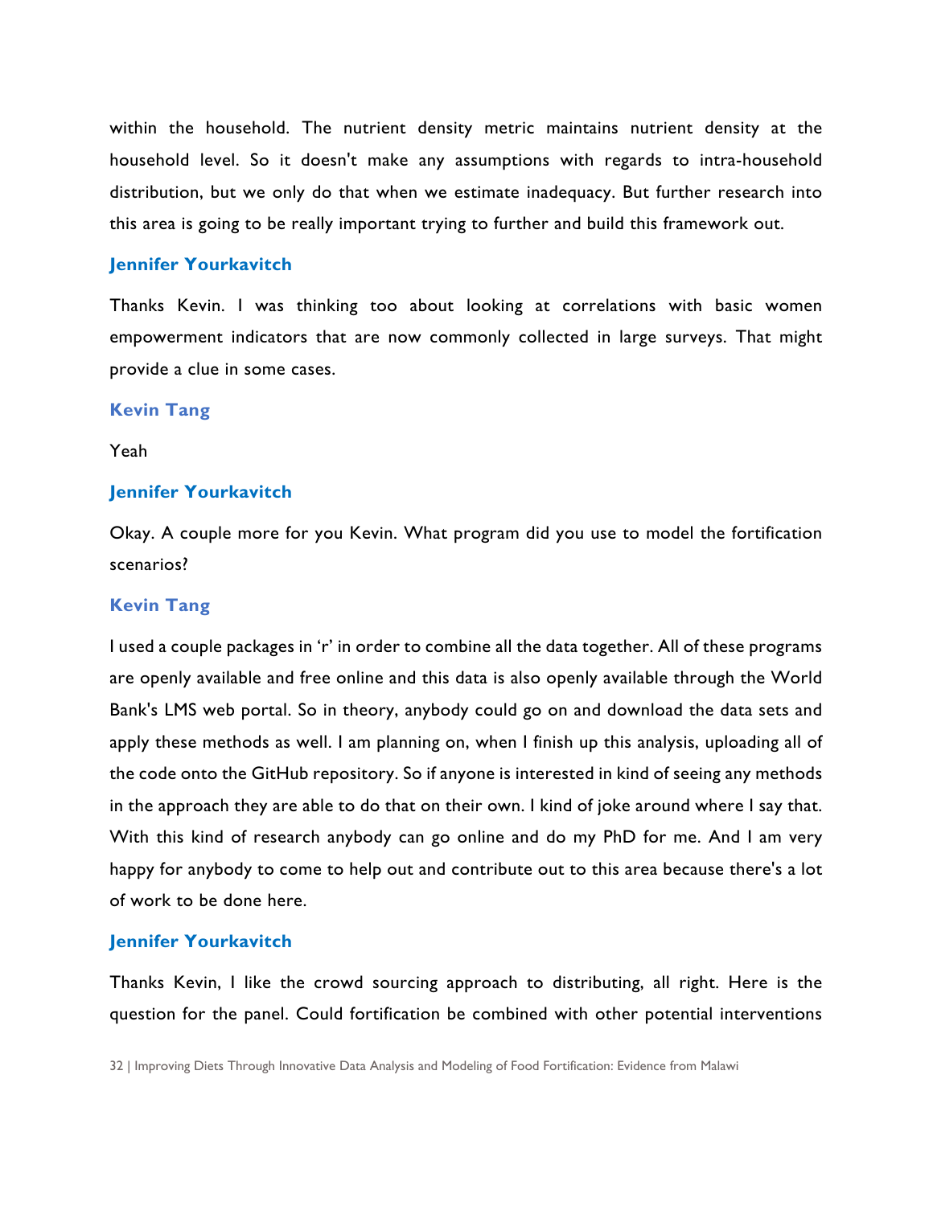within the household. The nutrient density metric maintains nutrient density at the household level. So it doesn't make any assumptions with regards to intra-household distribution, but we only do that when we estimate inadequacy. But further research into this area is going to be really important trying to further and build this framework out.

**Jennifer Yourkavitch**

Thanks Kevin. I was thinking too about looking at correlations with basic women empowerment indicators that are now commonly collected in large surveys. That might provide a clue in some cases.

**Kevin Tang**

Yeah

**Jennifer Yourkavitch**

Okay. A couple more for you Kevin. What program did you use to model the fortification scenarios?

**Kevin Tang**

I used a couple packages in 'r' in order to combine all the data together. All of these programs are openly available and free online and this data is also openly available through the World Bank's LMS web portal. So in theory, anybody could go on and download the data sets and apply these methods as well. I am planning on, when I finish up this analysis, uploading all of the code onto the GitHub repository. So if anyone is interested in kind of seeing any methods in the approach they are able to do that on their own. I kind of joke around where I say that. With this kind of research anybody can go online and do my PhD for me. And I am very happy for anybody to come to help out and contribute out to this area because there's a lot of work to be done here.

**Jennifer Yourkavitch**

Thanks Kevin, I like the crowd sourcing approach to distributing, all right. Here is the question for the panel. Could fortification be combined with other potential interventions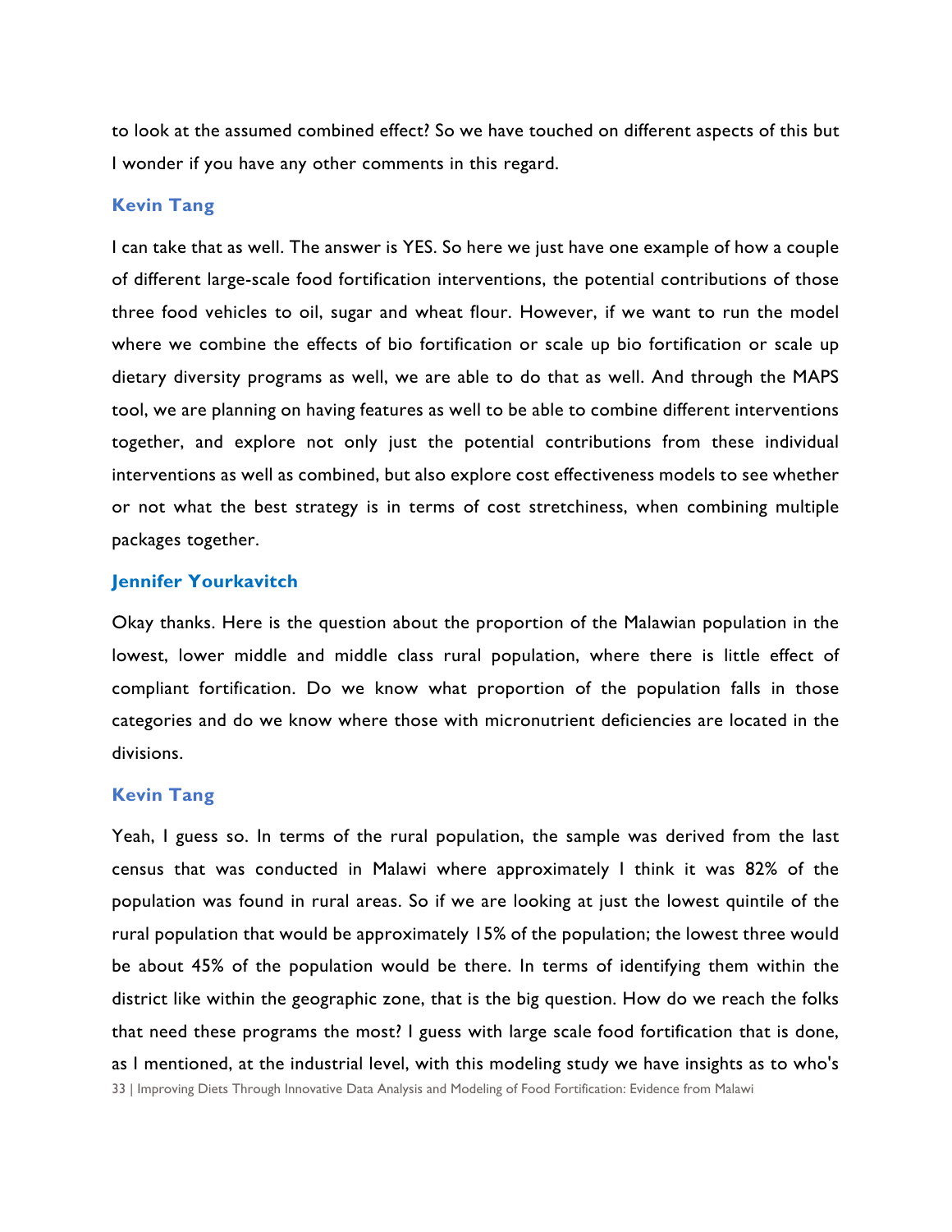to look at the assumed combined effect? So we have touched on different aspects of this but I wonder if you have any other comments in this regard.

### Kevin Tang

I can take that as well. The answer is YES. So here we just have one example of how a couple of different large-scale food fortification interventions, the potential contributions of those three food vehicles to oil, sugar and wheat flour. However, if we want to run the model where we combine the effects of bio fortification or scale up bio fortification or scale up dietary diversity programs as well, we are able to do that as well. And through the MAPS tool, we are planning on having features as well to be able to combine different interventions together, and explore not only just the potential contributions from these individual interventions as well as combined, but also explore cost effectiveness models to see whether or not what the best strategy is in terms of cost stretchiness, when combining multiple packages together.

### Jennifer Yourkavitch

Okay thanks. Here is the question about the proportion of the Malawian population in the lowest, lower middle and middle class rural population, where there is little effect of compliant fortification. Do we know what proportion of the population falls in those categories and do we know where those with micronutrient deficiencies are located in the divisions.

### Kevin Tang

Yeah, I guess so. In terms of the rural population, the sample was derived from the last census that was conducted in Malawi where approximately I think it was 82% of the population was found in rural areas. So if we are looking at just the lowest quintile of the rural population that would be approximately 15% of the population; the lowest three would be about 45% of the population would be there. In terms of identifying them within the district like within the geographic zone, that is the big question. How do we reach the folks that need these programs the most? I guess with large scale food fortification that is done, as I mentioned, at the industrial level, with this modeling study we have insights as to who's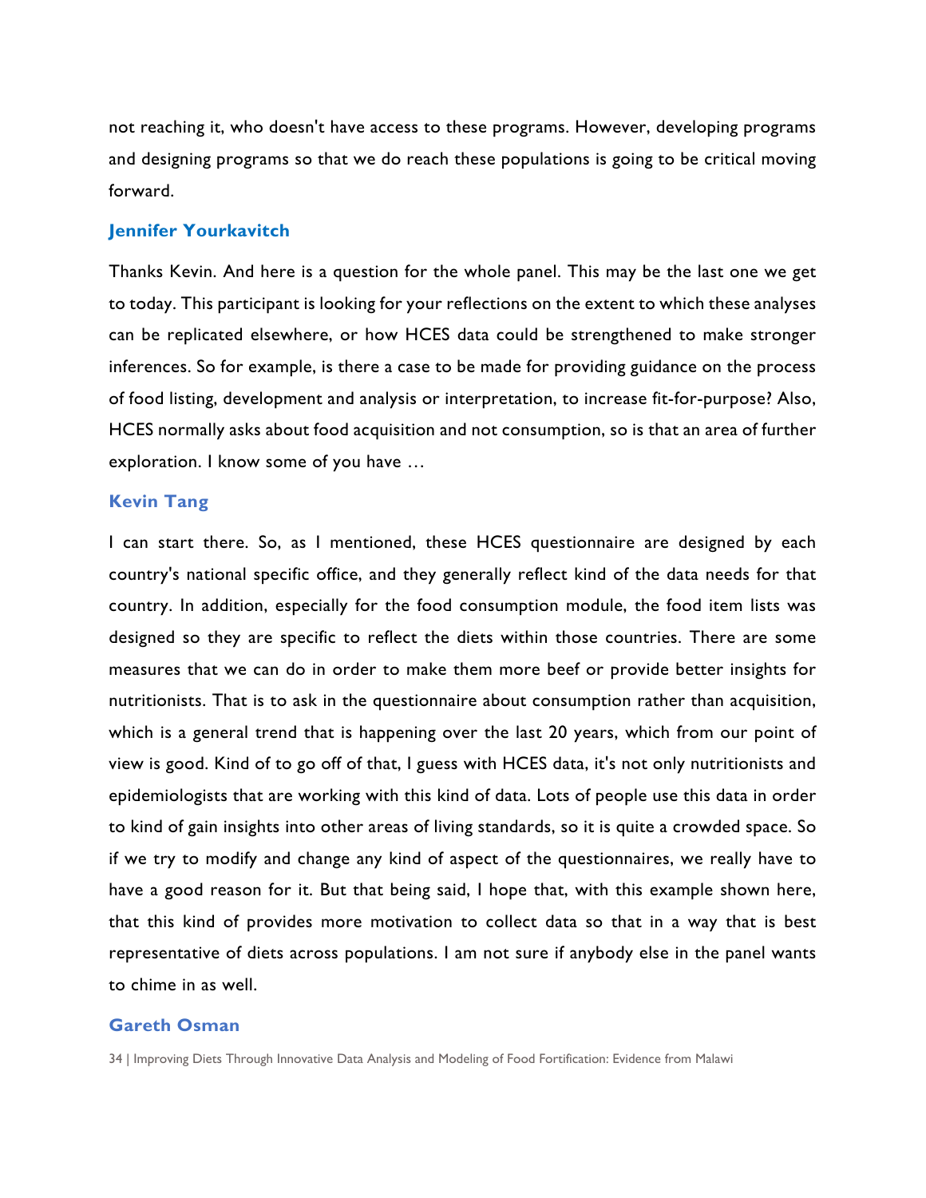not reaching it, who doesn't have access to these programs. However, developing programs and designing programs so that we do reach these populations is going to be critical moving forward.

### Jennifer Yourkavitch

Thanks Kevin. And here is a question for the whole panel. This may be the last one we get to today. This participant is looking for your reflections on the extent to which these analyses can be replicated elsewhere, or how HCES data could be strengthened to make stronger inferences. So for example, is there a case to be made for providing guidance on the process of food listing, development and analysis or interpretation, to increase fit-for-purpose? Also, HCES normally asks about food acquisition and not consumption, so is that an area of further exploration. I know some of you have …

### Kevin Tang

I can start there. So, as I mentioned, these HCES questionnaire are designed by each country's national specific office, and they generally reflect kind of the data needs for that country. In addition, especially for the food consumption module, the food item lists was designed so they are specific to reflect the diets within those countries. There are some measures that we can do in order to make them more beef or provide better insights for nutritionists. That is to ask in the questionnaire about consumption rather than acquisition, which is a general trend that is happening over the last 20 years, which from our point of view is good. Kind of to go off of that, I guess with HCES data, it's not only nutritionists and epidemiologists that are working with this kind of data. Lots of people use this data in order to kind of gain insights into other areas of living standards, so it is quite a crowded space. So if we try to modify and change any kind of aspect of the questionnaires, we really have to have a good reason for it. But that being said, I hope that, with this example shown here, that this kind of provides more motivation to collect data so that in a way that is best representative of diets across populations. I am not sure if anybody else in the panel wants to chime in as well.

### Gareth Osman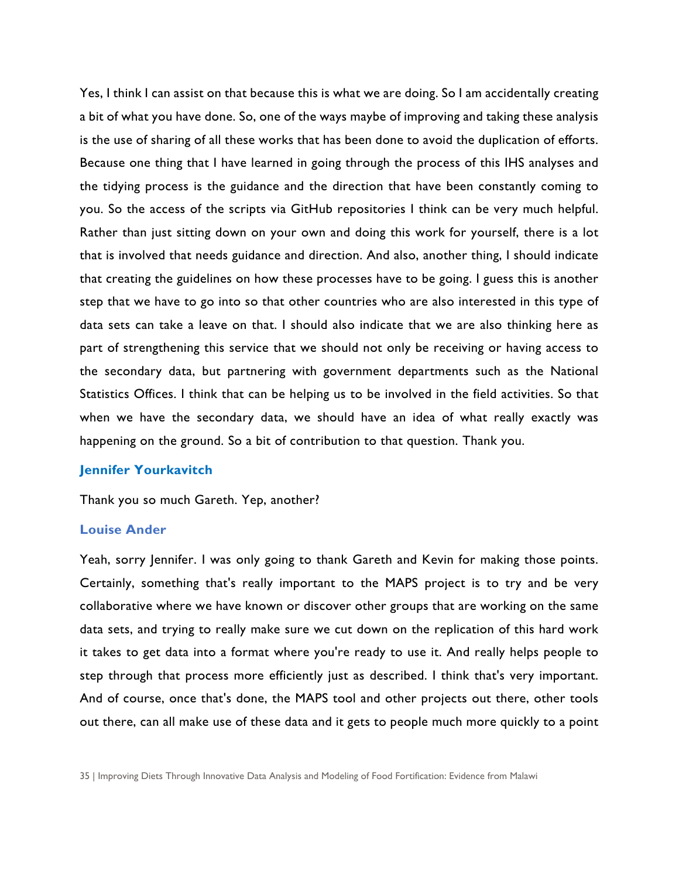Yes, I think I can assist on that because this is what we are doing. So I am accidentally creating a bit of what you have done. So, one of the ways maybe of improving and taking these analysis is the use of sharing of all these works that has been done to avoid the duplication of efforts. Because one thing that I have learned in going through the process of this IHS analyses and the tidying process is the guidance and the direction that have been constantly coming to you. So the access of the scripts via GitHub repositories I think can be very much helpful. Rather than just sitting down on your own and doing this work for yourself, there is a lot that is involved that needs guidance and direction. And also, another thing, I should indicate that creating the guidelines on how these processes have to be going. I guess this is another step that we have to go into so that other countries who are also interested in this type of data sets can take a leave on that. I should also indicate that we are also thinking here as part of strengthening this service that we should not only be receiving or having access to the secondary data, but partnering with government departments such as the National Statistics Offices. I think that can be helping us to be involved in the field activities. So that when we have the secondary data, we should have an idea of what really exactly was happening on the ground. So a bit of contribution to that question. Thank you.

**Jennifer Yourkavitch**

Thank you so much Gareth. Yep, another?

**Louise Ander**

Yeah, sorry Jennifer. I was only going to thank Gareth and Kevin for making those points. Certainly, something that's really important to the MAPS project is to try and be very collaborative where we have known or discover other groups that are working on the same data sets, and trying to really make sure we cut down on the replication of this hard work it takes to get data into a format where you're ready to use it. And really helps people to step through that process more efficiently just as described. I think that's very important. And of course, once that's done, the MAPS tool and other projects out there, other tools out there, can all make use of these data and it gets to people much more quickly to a point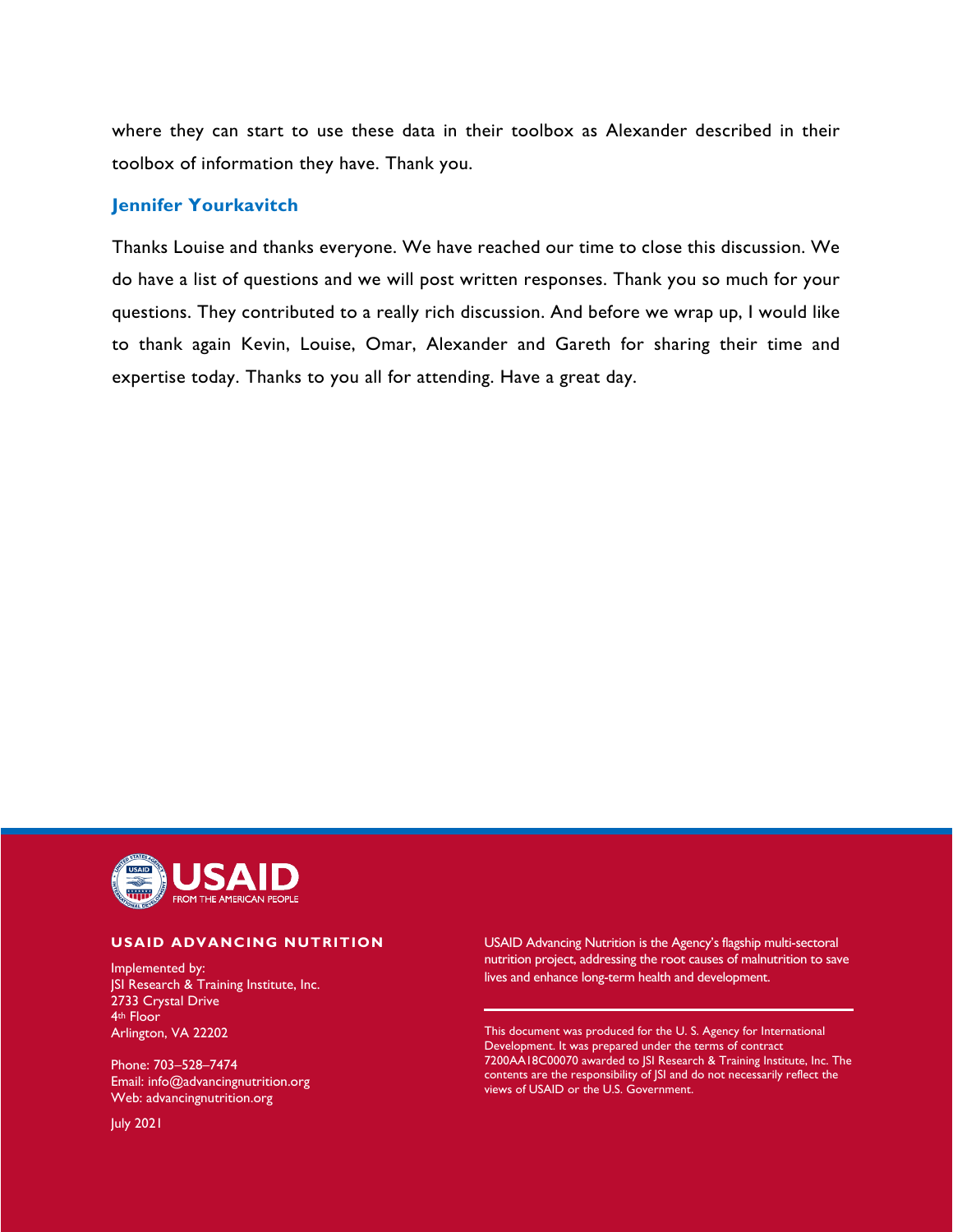where they can start to use these data in their toolbox as Alexander described in their toolbox of information they have. Thank you.

**Jennifer Yourkavitch**

Thanks Louise and thanks everyone. We have reached our time to close this discussion. We do have a list of questions and we will post written responses. Thank you so much for your questions. They contributed to a really rich discussion. And before we wrap up, I would like to thank again Kevin, Louise, Omar, Alexander and Gareth for sharing their time and expertise today. Thanks to you all for attending. Have a great day.

USAID
FROM THE AMERICAN PEOPLE

**USAID ADVANCING NUTRITION**

Implemented by:
JSI Research & Training Institute, Inc.
2733 Crystal Drive
4th Floor
Arlington, VA 22202

Phone: 703–528–7474
Email: info@advancingnutrition.org
Web: advancingnutrition.org

July 2021

USAID Advancing Nutrition is the Agency's flagship multi-sectoral nutrition project, addressing the root causes of malnutrition to save lives and enhance long-term health and development.

This document was produced for the U. S. Agency for International Development. It was prepared under the terms of contract 7200AA18C00070 awarded to JSI Research & Training Institute, Inc. The contents are the responsibility of JSI and do not necessarily reflect the views of USAID or the U.S. Government.